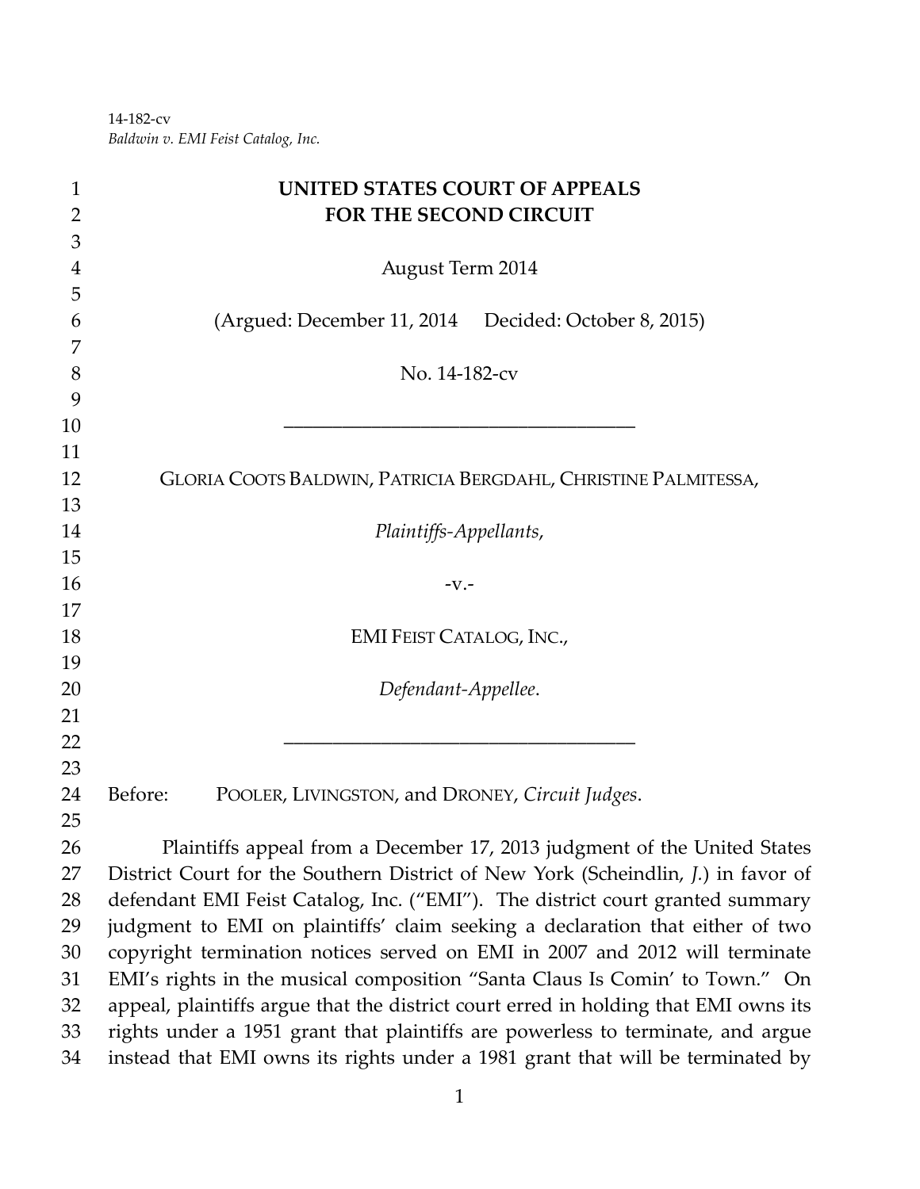14-182-cv
*Baldwin v. EMI Feist Catalog, Inc.*

**UNITED STATES COURT OF APPEALS**
**FOR THE SECOND CIRCUIT**

August Term 2014

(Argued: December 11, 2014 Decided: October 8, 2015)

No. 14-182-cv

---

GLORIA COOTS BALDWIN, PATRICIA BERGDAHL, CHRISTINE PALMITESSA,

*Plaintiffs-Appellants*,

-v.-

EMI FEIST CATALOG, INC.,

*Defendant-Appellee*.

---

Before: POOLER, LIVINGSTON, and DRONEY, *Circuit Judges*.

Plaintiffs appeal from a December 17, 2013 judgment of the United States District Court for the Southern District of New York (Scheindlin, *J.*) in favor of defendant EMI Feist Catalog, Inc. ("EMI"). The district court granted summary judgment to EMI on plaintiffs' claim seeking a declaration that either of two copyright termination notices served on EMI in 2007 and 2012 will terminate EMI's rights in the musical composition "Santa Claus Is Comin' to Town." On appeal, plaintiffs argue that the district court erred in holding that EMI owns its rights under a 1951 grant that plaintiffs are powerless to terminate, and argue instead that EMI owns its rights under a 1981 grant that will be terminated by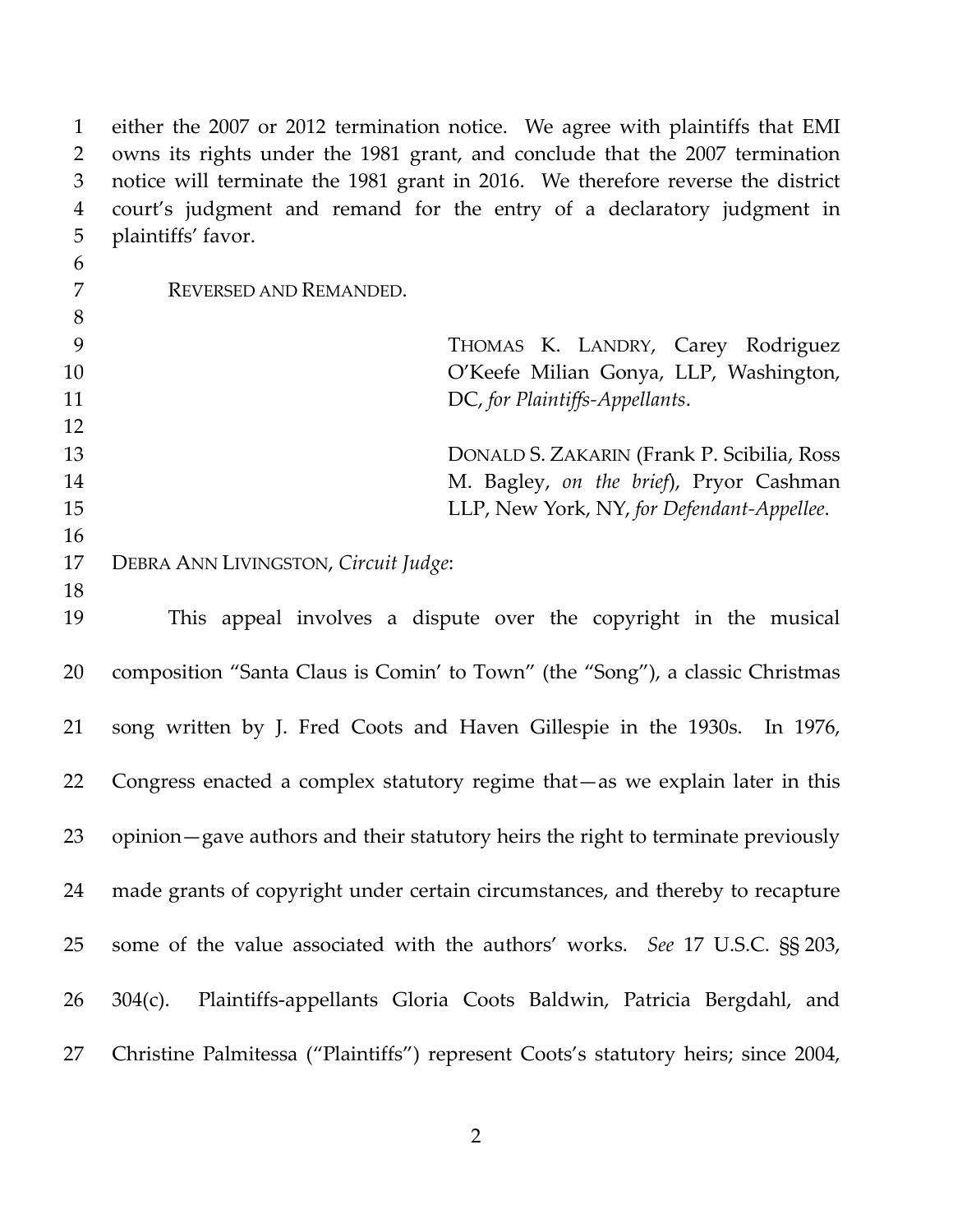either the 2007 or 2012 termination notice. We agree with plaintiffs that EMI owns its rights under the 1981 grant, and conclude that the 2007 termination notice will terminate the 1981 grant in 2016. We therefore reverse the district court's judgment and remand for the entry of a declaratory judgment in plaintiffs' favor.

REVERSED AND REMANDED.

THOMAS K. LANDRY, Carey Rodriguez O'Keefe Milian Gonya, LLP, Washington, DC, *for Plaintiffs-Appellants*.

DONALD S. ZAKARIN (Frank P. Scibilia, Ross M. Bagley, *on the brief*), Pryor Cashman LLP, New York, NY, *for Defendant-Appellee*.

DEBRA ANN LIVINGSTON, *Circuit Judge*:

This appeal involves a dispute over the copyright in the musical composition "Santa Claus is Comin' to Town" (the "Song"), a classic Christmas song written by J. Fred Coots and Haven Gillespie in the 1930s. In 1976, Congress enacted a complex statutory regime that—as we explain later in this opinion—gave authors and their statutory heirs the right to terminate previously made grants of copyright under certain circumstances, and thereby to recapture some of the value associated with the authors' works. *See* 17 U.S.C. §§ 203, 304(c). Plaintiffs-appellants Gloria Coots Baldwin, Patricia Bergdahl, and Christine Palmitessa ("Plaintiffs") represent Coots's statutory heirs; since 2004,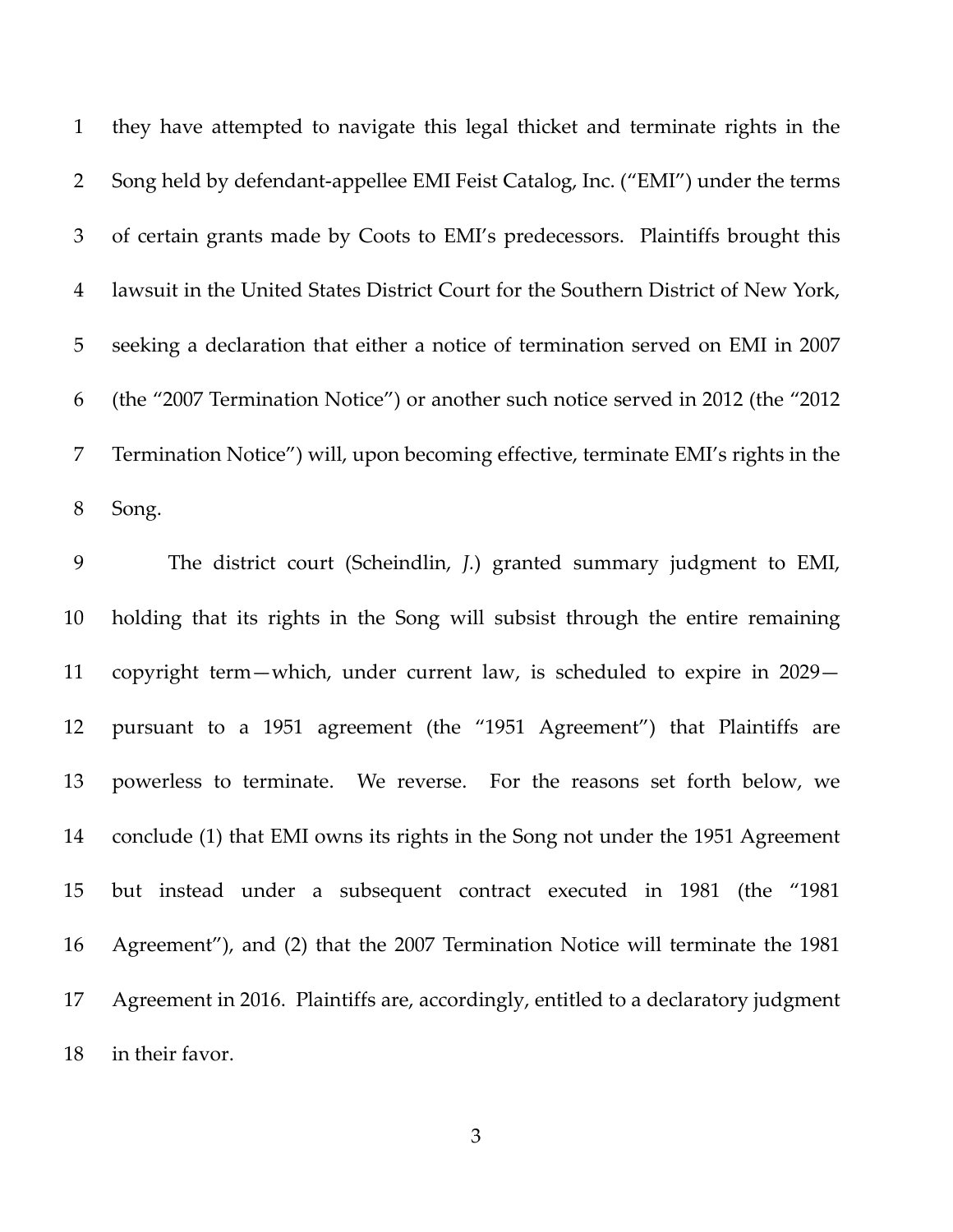they have attempted to navigate this legal thicket and terminate rights in the Song held by defendant-appellee EMI Feist Catalog, Inc. ("EMI") under the terms of certain grants made by Coots to EMI's predecessors. Plaintiffs brought this lawsuit in the United States District Court for the Southern District of New York, seeking a declaration that either a notice of termination served on EMI in 2007 (the "2007 Termination Notice") or another such notice served in 2012 (the "2012 Termination Notice") will, upon becoming effective, terminate EMI's rights in the Song.

The district court (Scheindlin, *J.*) granted summary judgment to EMI, holding that its rights in the Song will subsist through the entire remaining copyright term—which, under current law, is scheduled to expire in 2029—pursuant to a 1951 agreement (the "1951 Agreement") that Plaintiffs are powerless to terminate. We reverse. For the reasons set forth below, we conclude (1) that EMI owns its rights in the Song not under the 1951 Agreement but instead under a subsequent contract executed in 1981 (the "1981 Agreement"), and (2) that the 2007 Termination Notice will terminate the 1981 Agreement in 2016. Plaintiffs are, accordingly, entitled to a declaratory judgment in their favor.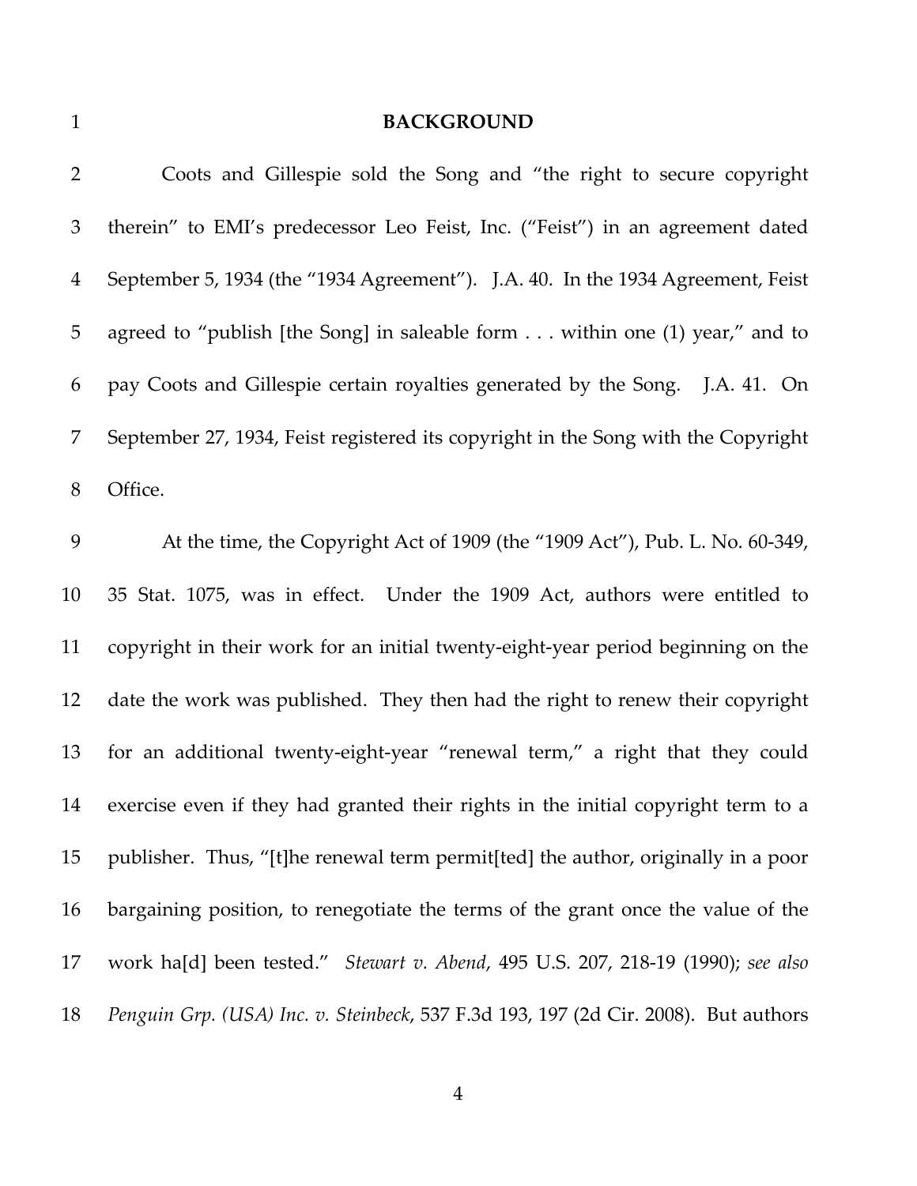## BACKGROUND

Coots and Gillespie sold the Song and "the right to secure copyright therein" to EMI's predecessor Leo Feist, Inc. ("Feist") in an agreement dated September 5, 1934 (the "1934 Agreement"). J.A. 40. In the 1934 Agreement, Feist agreed to "publish [the Song] in saleable form . . . within one (1) year," and to pay Coots and Gillespie certain royalties generated by the Song. J.A. 41. On September 27, 1934, Feist registered its copyright in the Song with the Copyright Office.

At the time, the Copyright Act of 1909 (the "1909 Act"), Pub. L. No. 60-349, 35 Stat. 1075, was in effect. Under the 1909 Act, authors were entitled to copyright in their work for an initial twenty-eight-year period beginning on the date the work was published. They then had the right to renew their copyright for an additional twenty-eight-year "renewal term," a right that they could exercise even if they had granted their rights in the initial copyright term to a publisher. Thus, "[t]he renewal term permit[ted] the author, originally in a poor bargaining position, to renegotiate the terms of the grant once the value of the work ha[d] been tested." *Stewart v. Abend*, 495 U.S. 207, 218-19 (1990); *see also Penguin Grp. (USA) Inc. v. Steinbeck*, 537 F.3d 193, 197 (2d Cir. 2008). But authors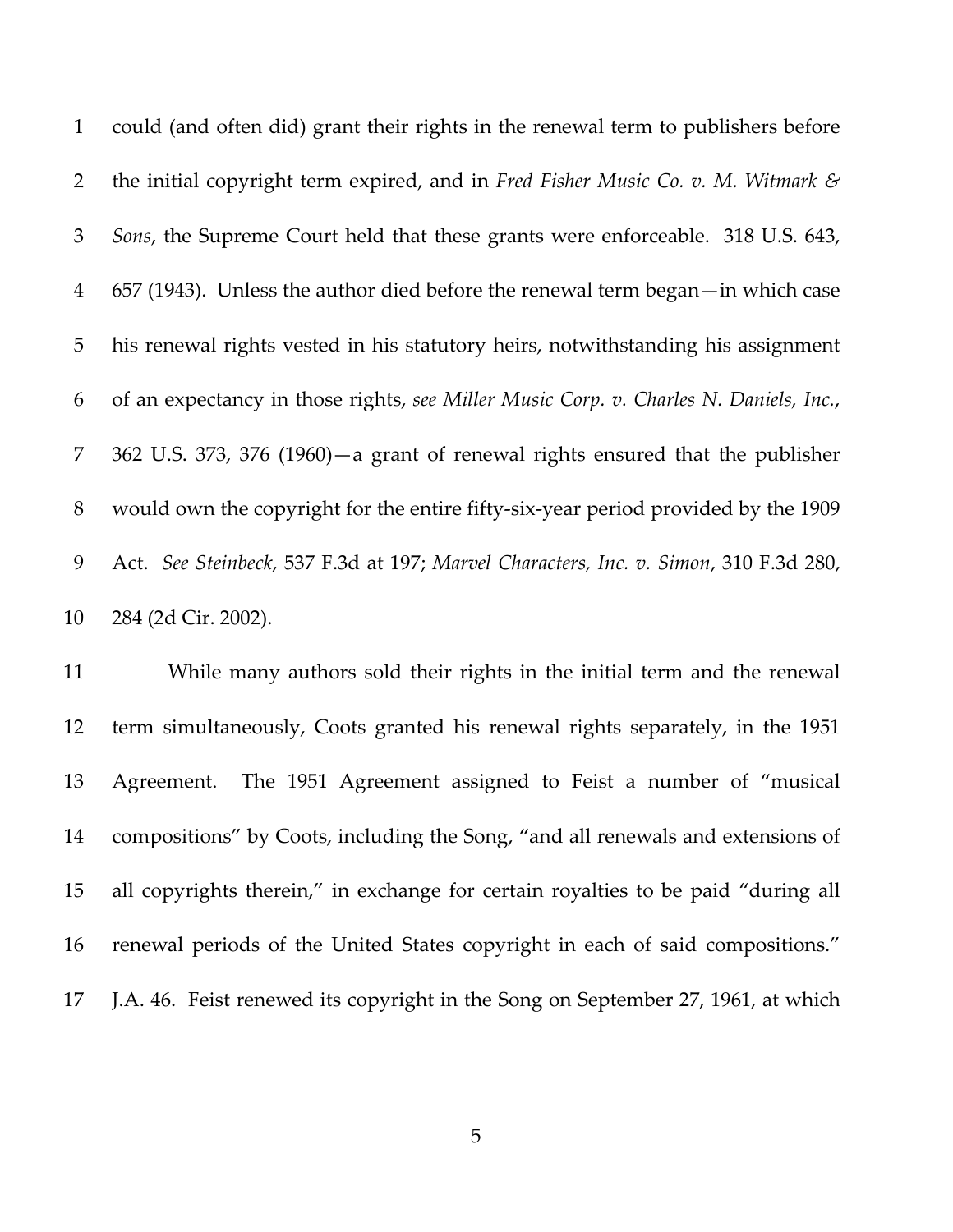could (and often did) grant their rights in the renewal term to publishers before the initial copyright term expired, and in *Fred Fisher Music Co. v. M. Witmark & Sons*, the Supreme Court held that these grants were enforceable. 318 U.S. 643, 657 (1943). Unless the author died before the renewal term began—in which case his renewal rights vested in his statutory heirs, notwithstanding his assignment of an expectancy in those rights, *see Miller Music Corp. v. Charles N. Daniels, Inc.*, 362 U.S. 373, 376 (1960)—a grant of renewal rights ensured that the publisher would own the copyright for the entire fifty-six-year period provided by the 1909 Act. *See Steinbeck*, 537 F.3d at 197; *Marvel Characters, Inc. v. Simon*, 310 F.3d 280, 284 (2d Cir. 2002).

While many authors sold their rights in the initial term and the renewal term simultaneously, Coots granted his renewal rights separately, in the 1951 Agreement. The 1951 Agreement assigned to Feist a number of "musical compositions" by Coots, including the Song, "and all renewals and extensions of all copyrights therein," in exchange for certain royalties to be paid "during all renewal periods of the United States copyright in each of said compositions." J.A. 46. Feist renewed its copyright in the Song on September 27, 1961, at which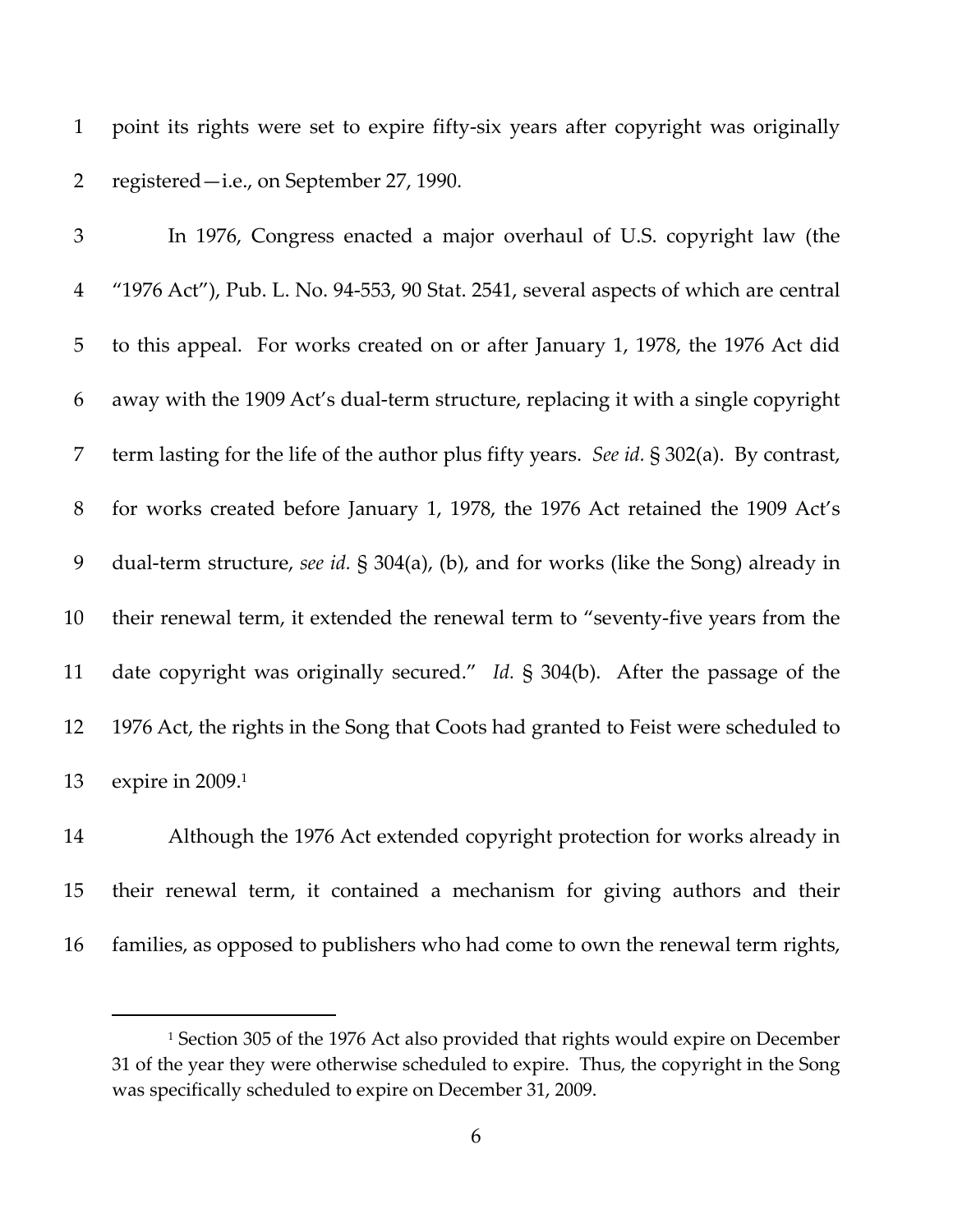point its rights were set to expire fifty-six years after copyright was originally registered—i.e., on September 27, 1990.

In 1976, Congress enacted a major overhaul of U.S. copyright law (the "1976 Act"), Pub. L. No. 94-553, 90 Stat. 2541, several aspects of which are central to this appeal. For works created on or after January 1, 1978, the 1976 Act did away with the 1909 Act's dual-term structure, replacing it with a single copyright term lasting for the life of the author plus fifty years. *See id.* § 302(a). By contrast, for works created before January 1, 1978, the 1976 Act retained the 1909 Act's dual-term structure, *see id.* § 304(a), (b), and for works (like the Song) already in their renewal term, it extended the renewal term to "seventy-five years from the date copyright was originally secured." *Id.* § 304(b). After the passage of the 1976 Act, the rights in the Song that Coots had granted to Feist were scheduled to expire in 2009.[1]

Although the 1976 Act extended copyright protection for works already in their renewal term, it contained a mechanism for giving authors and their families, as opposed to publishers who had come to own the renewal term rights,

---

[1] Section 305 of the 1976 Act also provided that rights would expire on December 31 of the year they were otherwise scheduled to expire. Thus, the copyright in the Song was specifically scheduled to expire on December 31, 2009.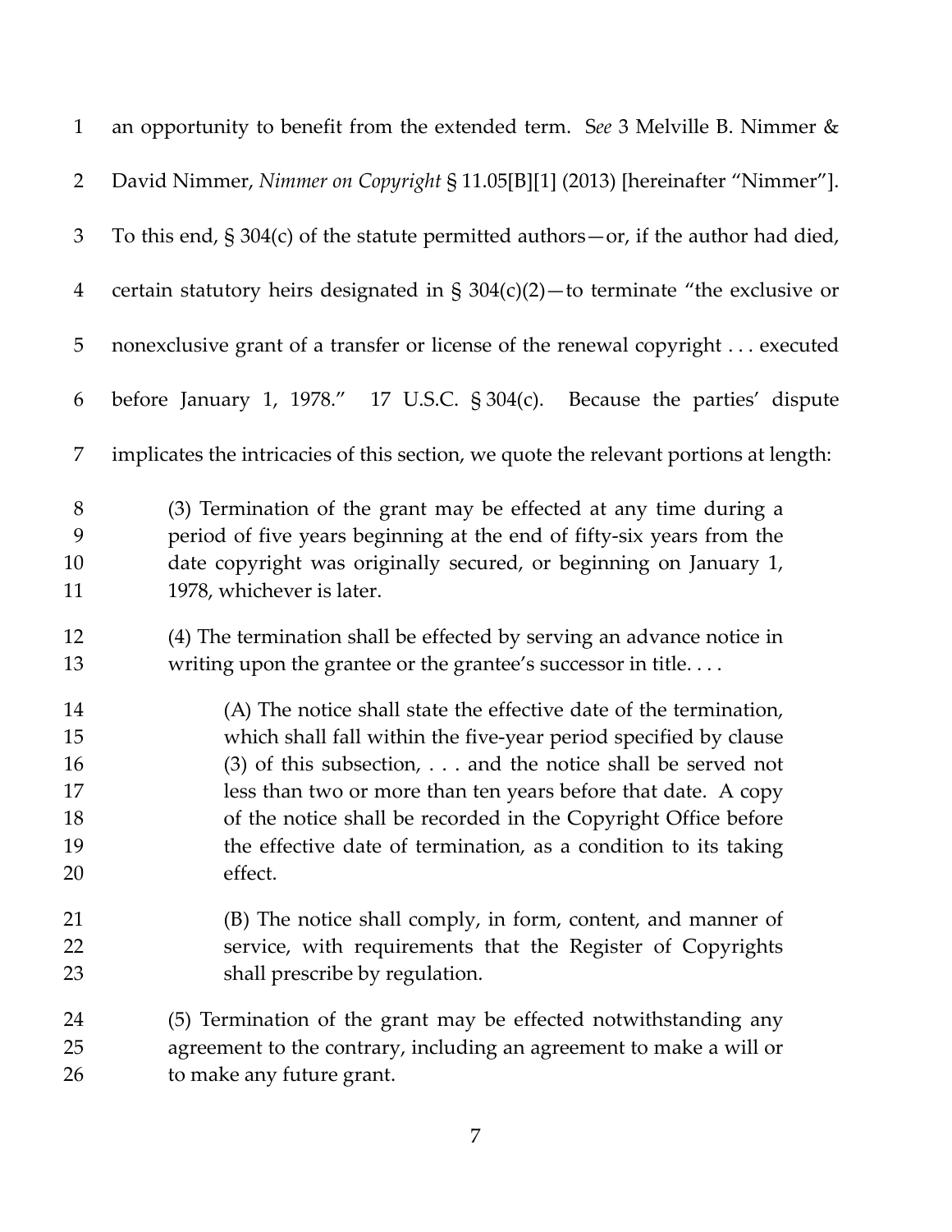an opportunity to benefit from the extended term. *See* 3 Melville B. Nimmer & David Nimmer, *Nimmer on Copyright* § 11.05[B][1] (2013) [hereinafter "Nimmer"]. To this end, § 304(c) of the statute permitted authors—or, if the author had died, certain statutory heirs designated in § 304(c)(2)—to terminate "the exclusive or nonexclusive grant of a transfer or license of the renewal copyright . . . executed before January 1, 1978." 17 U.S.C. § 304(c). Because the parties' dispute implicates the intricacies of this section, we quote the relevant portions at length:

> (3) Termination of the grant may be effected at any time during a period of five years beginning at the end of fifty-six years from the date copyright was originally secured, or beginning on January 1, 1978, whichever is later.
>
> (4) The termination shall be effected by serving an advance notice in writing upon the grantee or the grantee's successor in title. . . .
>
> > (A) The notice shall state the effective date of the termination, which shall fall within the five-year period specified by clause (3) of this subsection, . . . and the notice shall be served not less than two or more than ten years before that date. A copy of the notice shall be recorded in the Copyright Office before the effective date of termination, as a condition to its taking effect.
> >
> > (B) The notice shall comply, in form, content, and manner of service, with requirements that the Register of Copyrights shall prescribe by regulation.
>
> (5) Termination of the grant may be effected notwithstanding any agreement to the contrary, including an agreement to make a will or to make any future grant.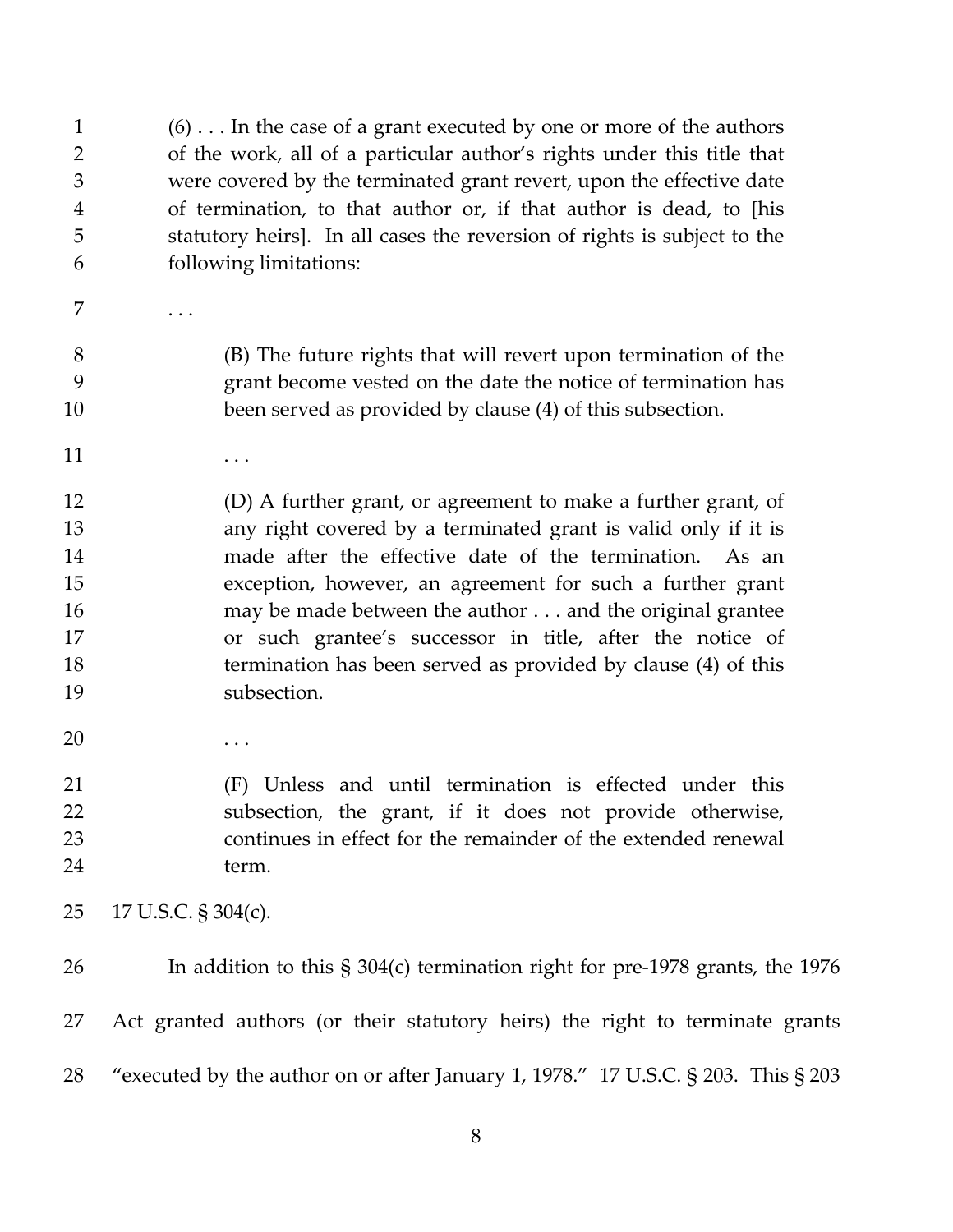> (6) . . . In the case of a grant executed by one or more of the authors of the work, all of a particular author's rights under this title that were covered by the terminated grant revert, upon the effective date of termination, to that author or, if that author is dead, to [his statutory heirs]. In all cases the reversion of rights is subject to the following limitations:
>
> . . .
>
> > (B) The future rights that will revert upon termination of the grant become vested on the date the notice of termination has been served as provided by clause (4) of this subsection.
> >
> > . . .
> >
> > (D) A further grant, or agreement to make a further grant, of any right covered by a terminated grant is valid only if it is made after the effective date of the termination. As an exception, however, an agreement for such a further grant may be made between the author . . . and the original grantee or such grantee's successor in title, after the notice of termination has been served as provided by clause (4) of this subsection.
> >
> > . . .
> >
> > (F) Unless and until termination is effected under this subsection, the grant, if it does not provide otherwise, continues in effect for the remainder of the extended renewal term.

17 U.S.C. § 304(c).

In addition to this § 304(c) termination right for pre-1978 grants, the 1976 Act granted authors (or their statutory heirs) the right to terminate grants "executed by the author on or after January 1, 1978." 17 U.S.C. § 203. This § 203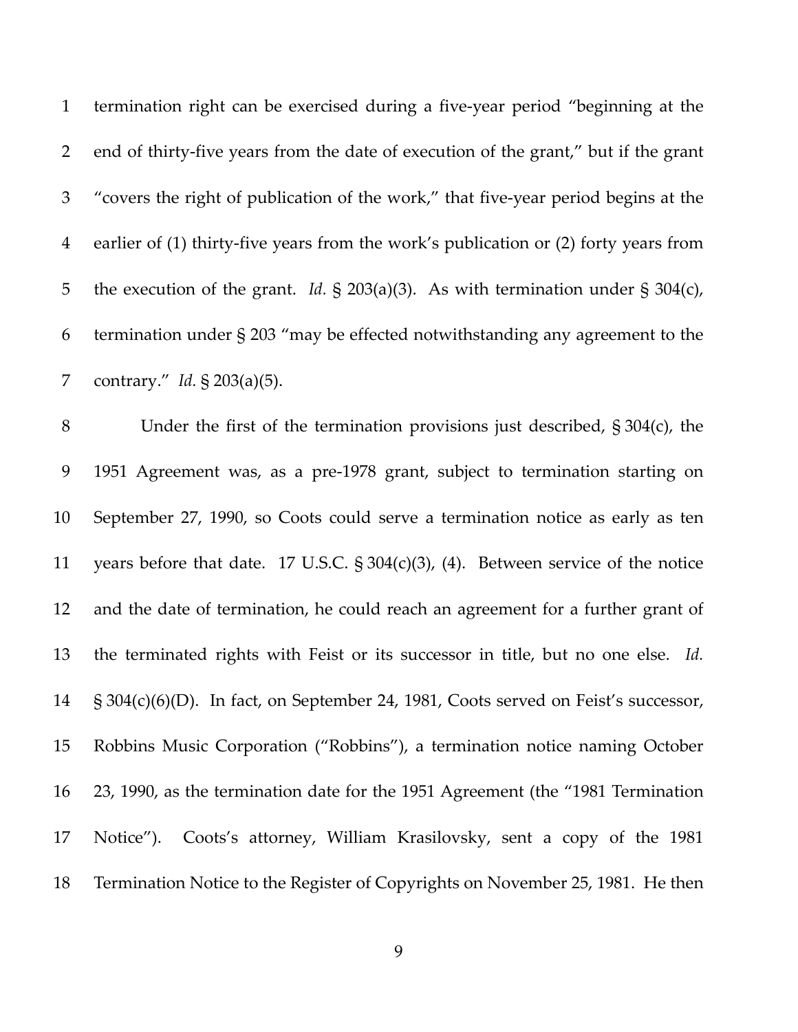termination right can be exercised during a five-year period "beginning at the end of thirty-five years from the date of execution of the grant," but if the grant "covers the right of publication of the work," that five-year period begins at the earlier of (1) thirty-five years from the work's publication or (2) forty years from the execution of the grant. *Id.* § 203(a)(3). As with termination under § 304(c), termination under § 203 "may be effected notwithstanding any agreement to the contrary." *Id.* § 203(a)(5).

Under the first of the termination provisions just described, § 304(c), the 1951 Agreement was, as a pre-1978 grant, subject to termination starting on September 27, 1990, so Coots could serve a termination notice as early as ten years before that date. 17 U.S.C. § 304(c)(3), (4). Between service of the notice and the date of termination, he could reach an agreement for a further grant of the terminated rights with Feist or its successor in title, but no one else. *Id.* § 304(c)(6)(D). In fact, on September 24, 1981, Coots served on Feist's successor, Robbins Music Corporation ("Robbins"), a termination notice naming October 23, 1990, as the termination date for the 1951 Agreement (the "1981 Termination Notice"). Coots's attorney, William Krasilovsky, sent a copy of the 1981 Termination Notice to the Register of Copyrights on November 25, 1981. He then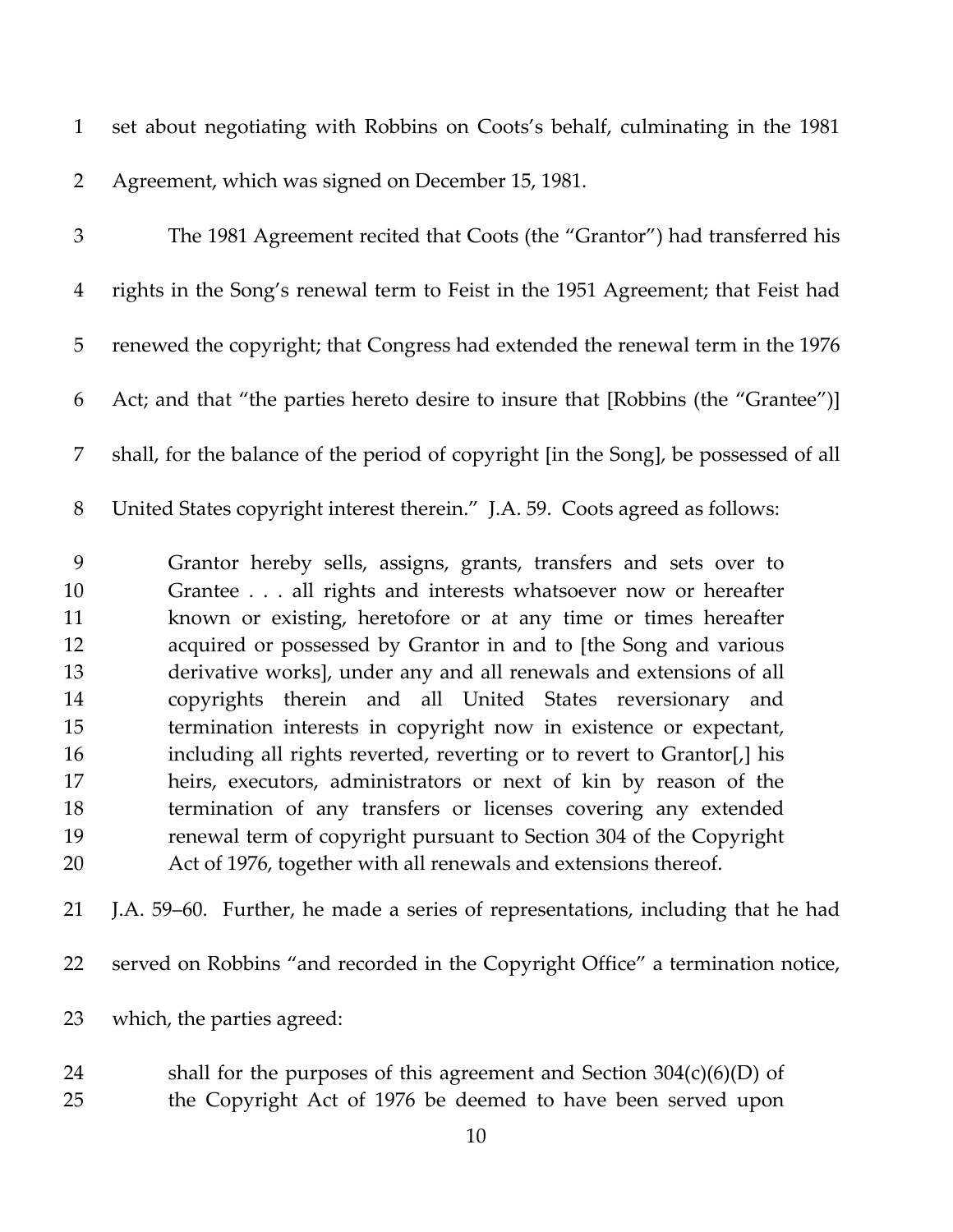set about negotiating with Robbins on Coots's behalf, culminating in the 1981 Agreement, which was signed on December 15, 1981.

The 1981 Agreement recited that Coots (the "Grantor") had transferred his rights in the Song's renewal term to Feist in the 1951 Agreement; that Feist had renewed the copyright; that Congress had extended the renewal term in the 1976 Act; and that "the parties hereto desire to insure that [Robbins (the "Grantee")] shall, for the balance of the period of copyright [in the Song], be possessed of all United States copyright interest therein." J.A. 59. Coots agreed as follows:

> Grantor hereby sells, assigns, grants, transfers and sets over to Grantee . . . all rights and interests whatsoever now or hereafter known or existing, heretofore or at any time or times hereafter acquired or possessed by Grantor in and to [the Song and various derivative works], under any and all renewals and extensions of all copyrights therein and all United States reversionary and termination interests in copyright now in existence or expectant, including all rights reverted, reverting or to revert to Grantor[,] his heirs, executors, administrators or next of kin by reason of the termination of any transfers or licenses covering any extended renewal term of copyright pursuant to Section 304 of the Copyright Act of 1976, together with all renewals and extensions thereof.

J.A. 59–60. Further, he made a series of representations, including that he had served on Robbins "and recorded in the Copyright Office" a termination notice, which, the parties agreed:

> shall for the purposes of this agreement and Section 304(c)(6)(D) of the Copyright Act of 1976 be deemed to have been served upon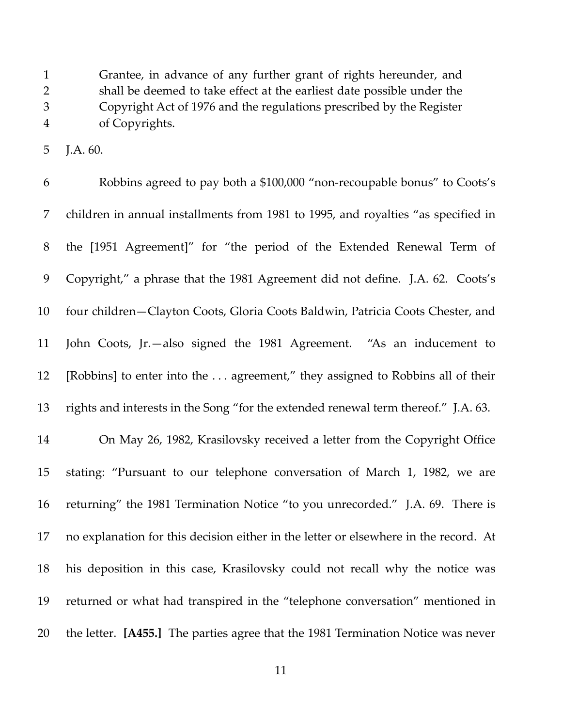> Grantee, in advance of any further grant of rights hereunder, and shall be deemed to take effect at the earliest date possible under the Copyright Act of 1976 and the regulations prescribed by the Register of Copyrights.

J.A. 60.

Robbins agreed to pay both a $100,000 "non-recoupable bonus" to Coots's children in annual installments from 1981 to 1995, and royalties "as specified in the [1951 Agreement]" for "the period of the Extended Renewal Term of Copyright," a phrase that the 1981 Agreement did not define. J.A. 62. Coots's four children—Clayton Coots, Gloria Coots Baldwin, Patricia Coots Chester, and John Coots, Jr.—also signed the 1981 Agreement. "As an inducement to [Robbins] to enter into the . . . agreement," they assigned to Robbins all of their rights and interests in the Song "for the extended renewal term thereof." J.A. 63.

On May 26, 1982, Krasilovsky received a letter from the Copyright Office stating: "Pursuant to our telephone conversation of March 1, 1982, we are returning" the 1981 Termination Notice "to you unrecorded." J.A. 69. There is no explanation for this decision either in the letter or elsewhere in the record. At his deposition in this case, Krasilovsky could not recall why the notice was returned or what had transpired in the "telephone conversation" mentioned in the letter. **[A455.]** The parties agree that the 1981 Termination Notice was never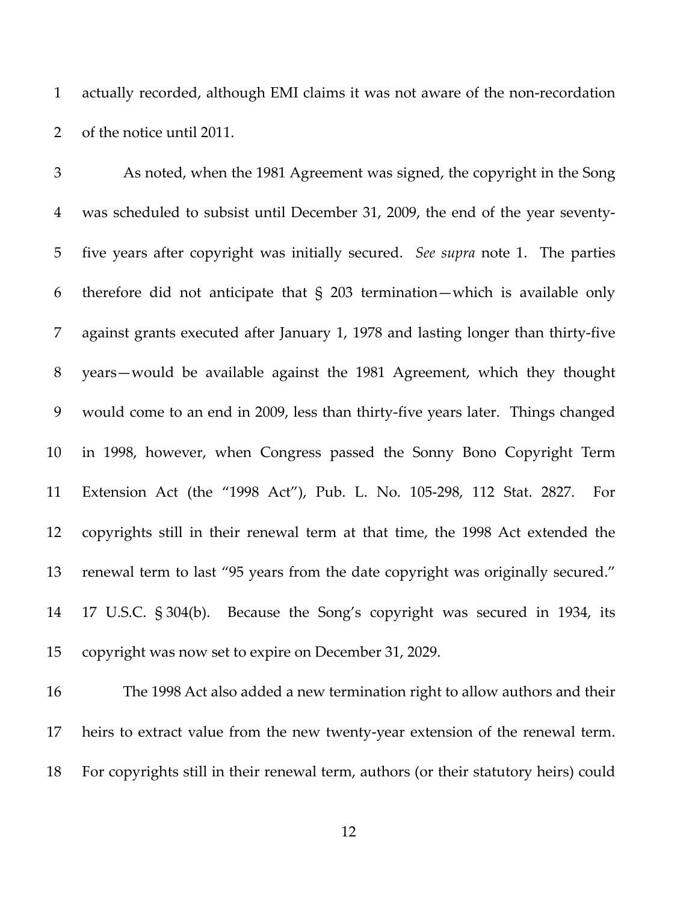actually recorded, although EMI claims it was not aware of the non-recordation of the notice until 2011.

As noted, when the 1981 Agreement was signed, the copyright in the Song was scheduled to subsist until December 31, 2009, the end of the year seventy-five years after copyright was initially secured. *See supra* note 1. The parties therefore did not anticipate that § 203 termination—which is available only against grants executed after January 1, 1978 and lasting longer than thirty-five years—would be available against the 1981 Agreement, which they thought would come to an end in 2009, less than thirty-five years later. Things changed in 1998, however, when Congress passed the Sonny Bono Copyright Term Extension Act (the "1998 Act"), Pub. L. No. 105-298, 112 Stat. 2827. For copyrights still in their renewal term at that time, the 1998 Act extended the renewal term to last "95 years from the date copyright was originally secured." 17 U.S.C. § 304(b). Because the Song's copyright was secured in 1934, its copyright was now set to expire on December 31, 2029.

The 1998 Act also added a new termination right to allow authors and their heirs to extract value from the new twenty-year extension of the renewal term. For copyrights still in their renewal term, authors (or their statutory heirs) could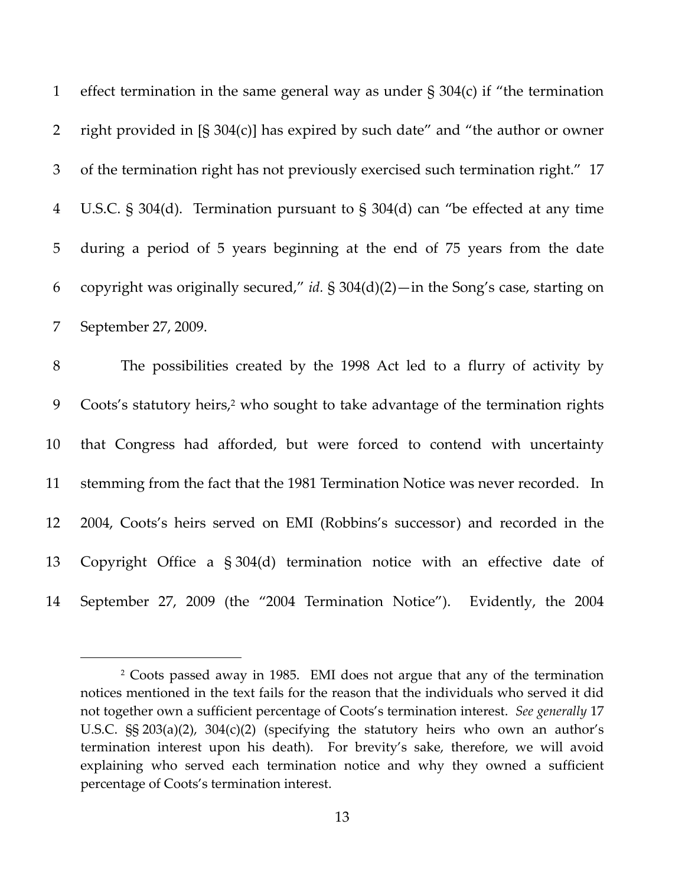effect termination in the same general way as under § 304(c) if "the termination right provided in [§ 304(c)] has expired by such date" and "the author or owner of the termination right has not previously exercised such termination right." 17 U.S.C. § 304(d). Termination pursuant to § 304(d) can "be effected at any time during a period of 5 years beginning at the end of 75 years from the date copyright was originally secured," *id.* § 304(d)(2)—in the Song's case, starting on September 27, 2009.

The possibilities created by the 1998 Act led to a flurry of activity by Coots's statutory heirs,[2] who sought to take advantage of the termination rights that Congress had afforded, but were forced to contend with uncertainty stemming from the fact that the 1981 Termination Notice was never recorded. In 2004, Coots's heirs served on EMI (Robbins's successor) and recorded in the Copyright Office a § 304(d) termination notice with an effective date of September 27, 2009 (the "2004 Termination Notice"). Evidently, the 2004

---

[2] Coots passed away in 1985. EMI does not argue that any of the termination notices mentioned in the text fails for the reason that the individuals who served it did not together own a sufficient percentage of Coots's termination interest. *See generally* 17 U.S.C. §§ 203(a)(2), 304(c)(2) (specifying the statutory heirs who own an author's termination interest upon his death). For brevity's sake, therefore, we will avoid explaining who served each termination notice and why they owned a sufficient percentage of Coots's termination interest.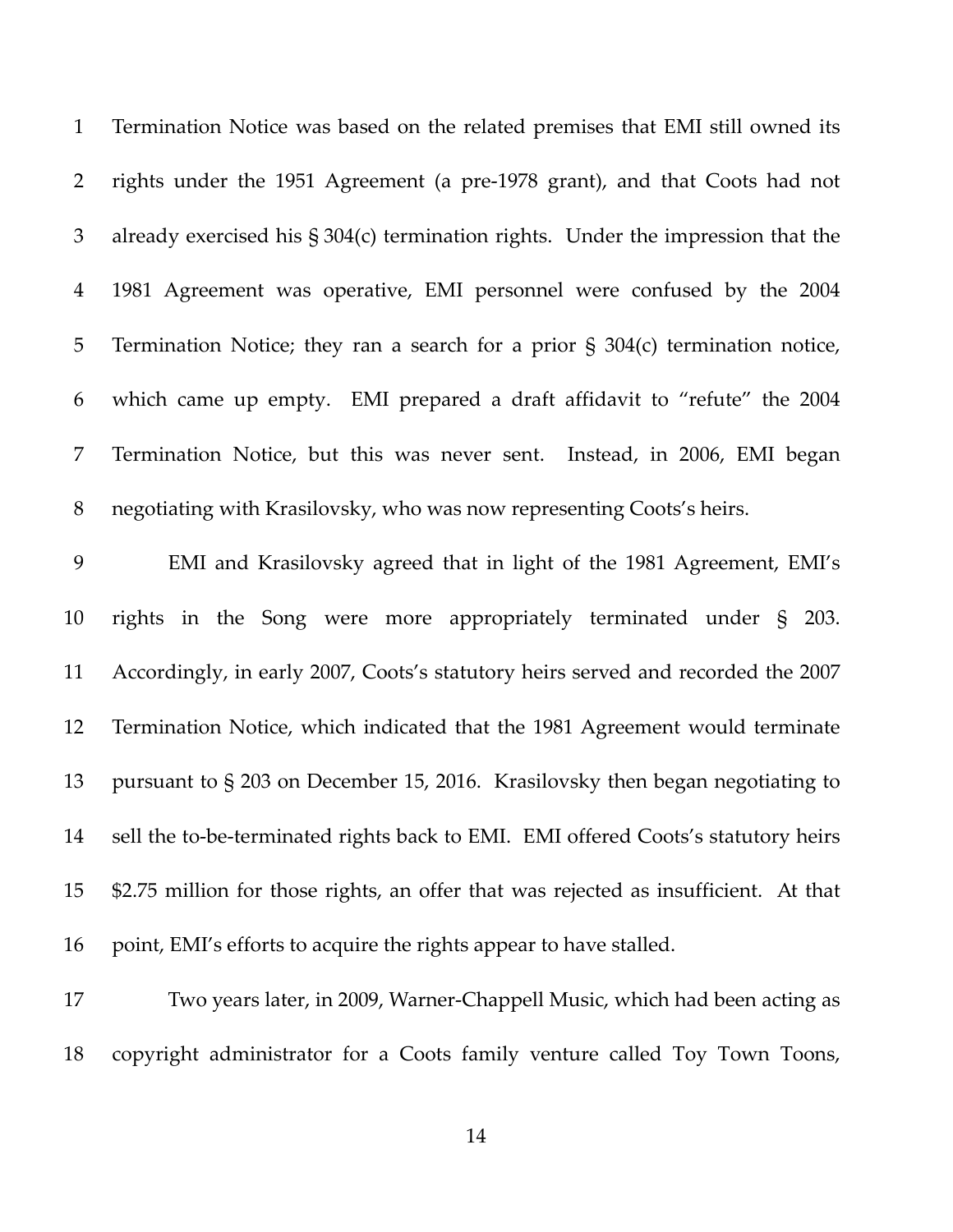Termination Notice was based on the related premises that EMI still owned its rights under the 1951 Agreement (a pre-1978 grant), and that Coots had not already exercised his § 304(c) termination rights. Under the impression that the 1981 Agreement was operative, EMI personnel were confused by the 2004 Termination Notice; they ran a search for a prior § 304(c) termination notice, which came up empty. EMI prepared a draft affidavit to "refute" the 2004 Termination Notice, but this was never sent. Instead, in 2006, EMI began negotiating with Krasilovsky, who was now representing Coots's heirs.

EMI and Krasilovsky agreed that in light of the 1981 Agreement, EMI's rights in the Song were more appropriately terminated under § 203. Accordingly, in early 2007, Coots's statutory heirs served and recorded the 2007 Termination Notice, which indicated that the 1981 Agreement would terminate pursuant to § 203 on December 15, 2016. Krasilovsky then began negotiating to sell the to-be-terminated rights back to EMI. EMI offered Coots's statutory heirs $2.75 million for those rights, an offer that was rejected as insufficient. At that point, EMI's efforts to acquire the rights appear to have stalled.

Two years later, in 2009, Warner-Chappell Music, which had been acting as copyright administrator for a Coots family venture called Toy Town Toons,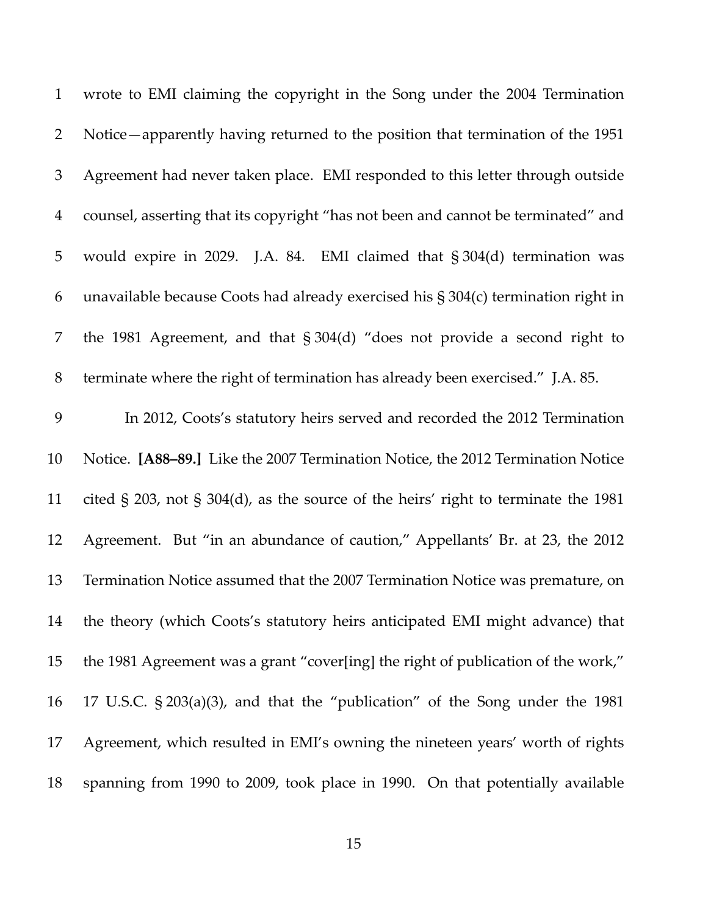wrote to EMI claiming the copyright in the Song under the 2004 Termination Notice—apparently having returned to the position that termination of the 1951 Agreement had never taken place. EMI responded to this letter through outside counsel, asserting that its copyright "has not been and cannot be terminated" and would expire in 2029. J.A. 84. EMI claimed that § 304(d) termination was unavailable because Coots had already exercised his § 304(c) termination right in the 1981 Agreement, and that § 304(d) "does not provide a second right to terminate where the right of termination has already been exercised." J.A. 85.

In 2012, Coots's statutory heirs served and recorded the 2012 Termination Notice. **[A88–89.]** Like the 2007 Termination Notice, the 2012 Termination Notice cited § 203, not § 304(d), as the source of the heirs' right to terminate the 1981 Agreement. But "in an abundance of caution," Appellants' Br. at 23, the 2012 Termination Notice assumed that the 2007 Termination Notice was premature, on the theory (which Coots's statutory heirs anticipated EMI might advance) that the 1981 Agreement was a grant "cover[ing] the right of publication of the work," 17 U.S.C. § 203(a)(3), and that the "publication" of the Song under the 1981 Agreement, which resulted in EMI's owning the nineteen years' worth of rights spanning from 1990 to 2009, took place in 1990. On that potentially available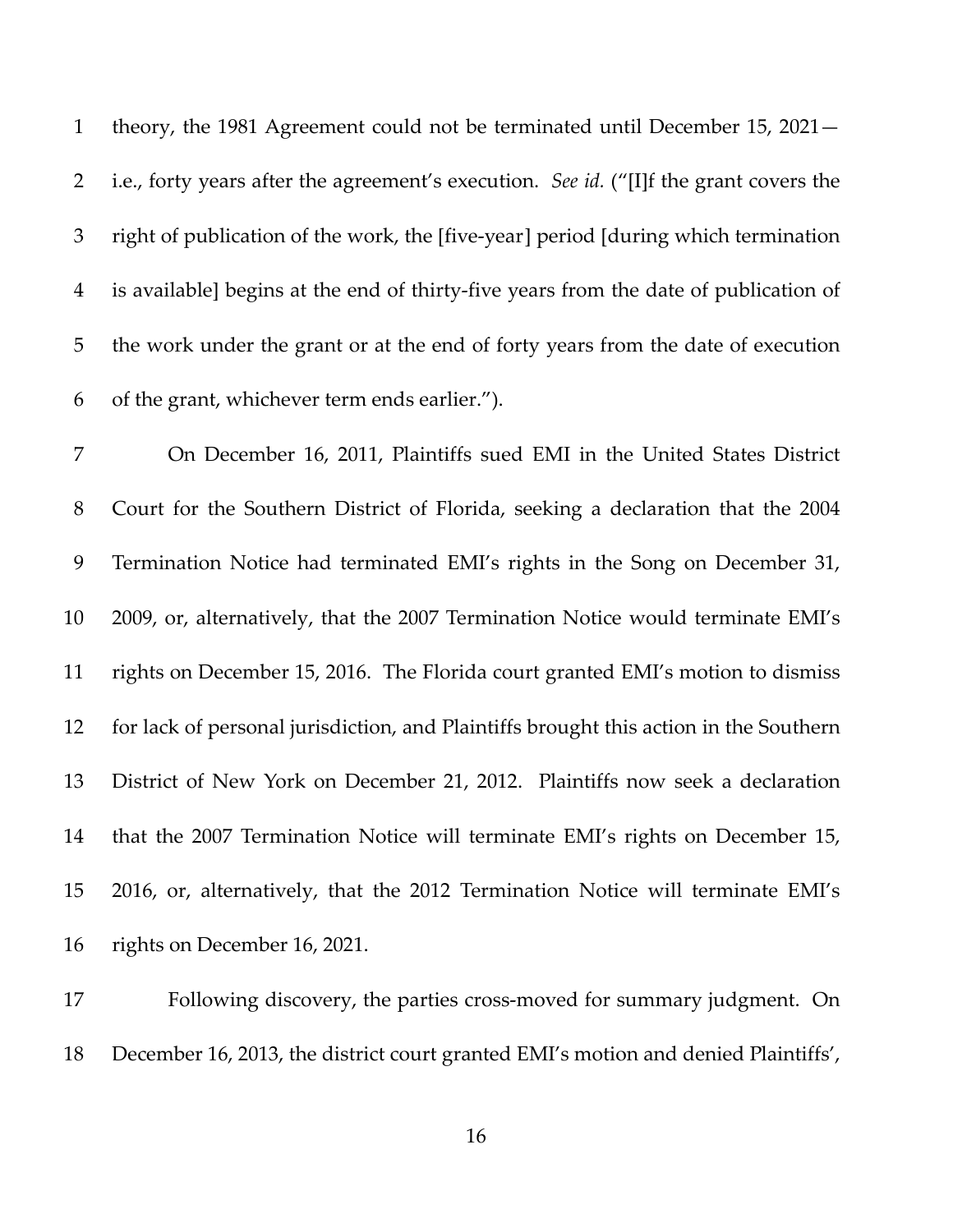theory, the 1981 Agreement could not be terminated until December 15, 2021—i.e., forty years after the agreement's execution. *See id.* ("[I]f the grant covers the right of publication of the work, the [five-year] period [during which termination is available] begins at the end of thirty-five years from the date of publication of the work under the grant or at the end of forty years from the date of execution of the grant, whichever term ends earlier.").

On December 16, 2011, Plaintiffs sued EMI in the United States District Court for the Southern District of Florida, seeking a declaration that the 2004 Termination Notice had terminated EMI's rights in the Song on December 31, 2009, or, alternatively, that the 2007 Termination Notice would terminate EMI's rights on December 15, 2016. The Florida court granted EMI's motion to dismiss for lack of personal jurisdiction, and Plaintiffs brought this action in the Southern District of New York on December 21, 2012. Plaintiffs now seek a declaration that the 2007 Termination Notice will terminate EMI's rights on December 15, 2016, or, alternatively, that the 2012 Termination Notice will terminate EMI's rights on December 16, 2021.

Following discovery, the parties cross-moved for summary judgment. On December 16, 2013, the district court granted EMI's motion and denied Plaintiffs',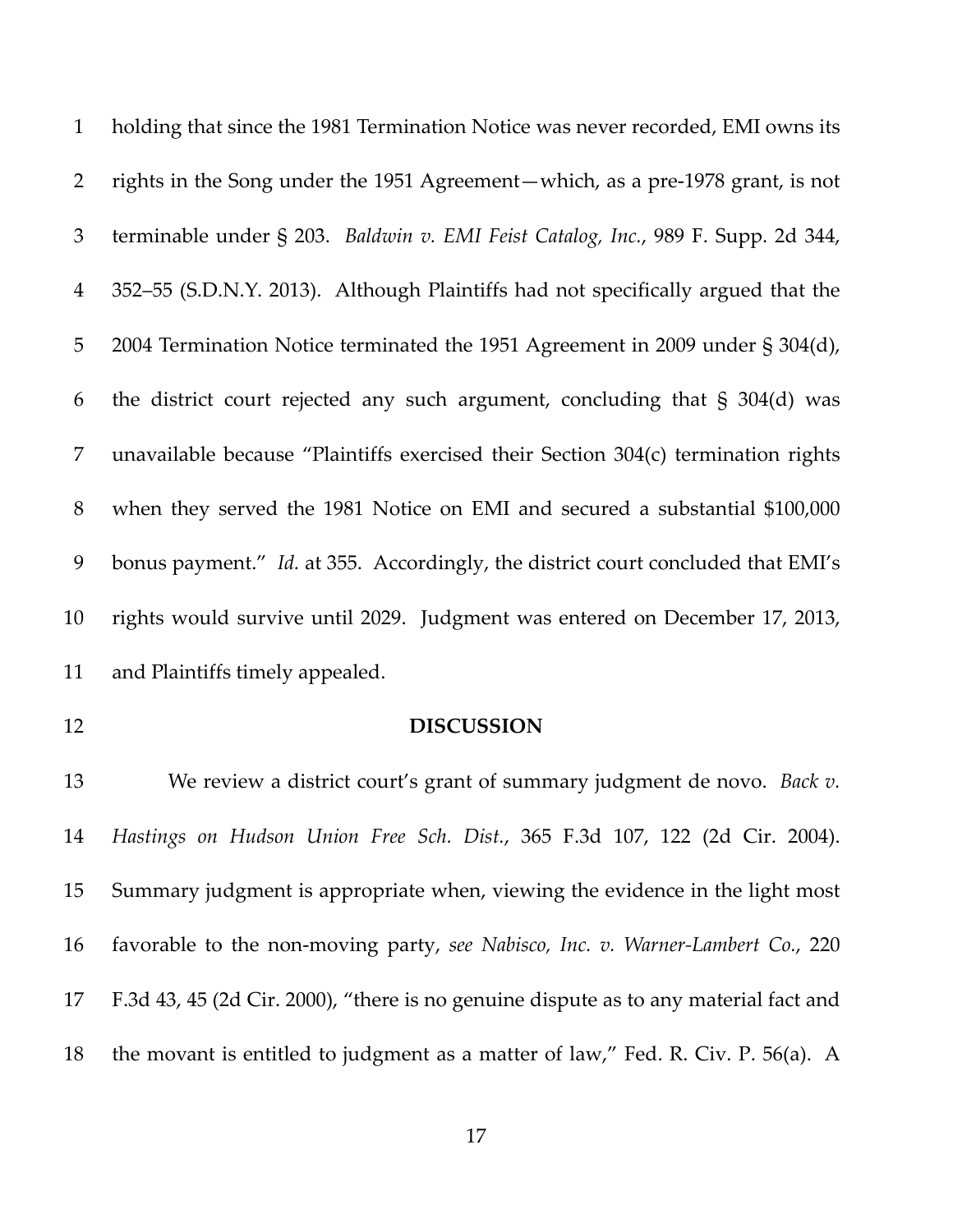holding that since the 1981 Termination Notice was never recorded, EMI owns its rights in the Song under the 1951 Agreement—which, as a pre-1978 grant, is not terminable under § 203. *Baldwin v. EMI Feist Catalog, Inc.*, 989 F. Supp. 2d 344, 352–55 (S.D.N.Y. 2013). Although Plaintiffs had not specifically argued that the 2004 Termination Notice terminated the 1951 Agreement in 2009 under § 304(d), the district court rejected any such argument, concluding that § 304(d) was unavailable because "Plaintiffs exercised their Section 304(c) termination rights when they served the 1981 Notice on EMI and secured a substantial $100,000 bonus payment." *Id.* at 355. Accordingly, the district court concluded that EMI's rights would survive until 2029. Judgment was entered on December 17, 2013, and Plaintiffs timely appealed.

## DISCUSSION

We review a district court's grant of summary judgment de novo. *Back v. Hastings on Hudson Union Free Sch. Dist.*, 365 F.3d 107, 122 (2d Cir. 2004). Summary judgment is appropriate when, viewing the evidence in the light most favorable to the non-moving party, *see Nabisco, Inc. v. Warner-Lambert Co.*, 220 F.3d 43, 45 (2d Cir. 2000), "there is no genuine dispute as to any material fact and the movant is entitled to judgment as a matter of law," Fed. R. Civ. P. 56(a). A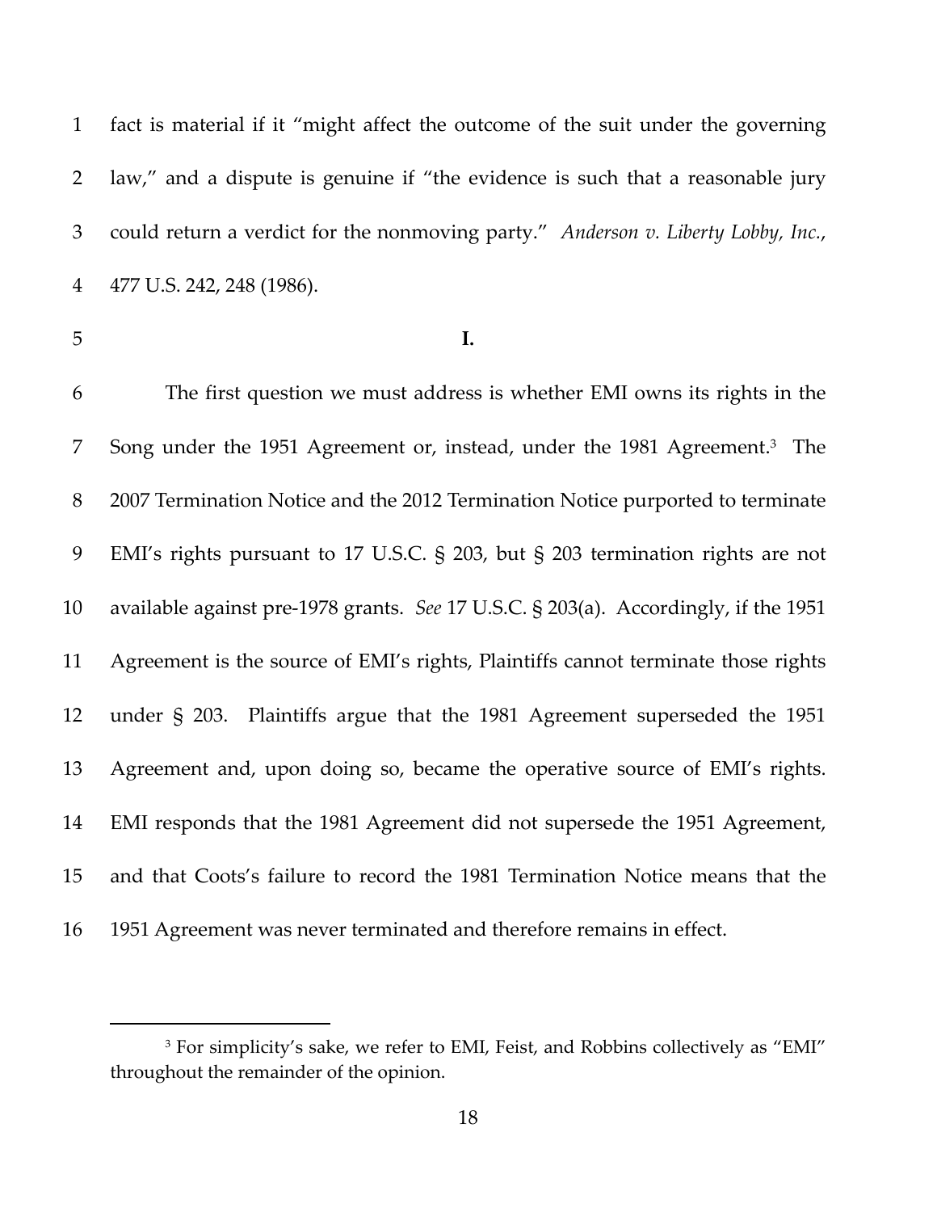fact is material if it "might affect the outcome of the suit under the governing law," and a dispute is genuine if "the evidence is such that a reasonable jury could return a verdict for the nonmoving party." *Anderson v. Liberty Lobby, Inc.*, 477 U.S. 242, 248 (1986).

## I.

The first question we must address is whether EMI owns its rights in the Song under the 1951 Agreement or, instead, under the 1981 Agreement.[3] The 2007 Termination Notice and the 2012 Termination Notice purported to terminate EMI's rights pursuant to 17 U.S.C. § 203, but § 203 termination rights are not available against pre-1978 grants. *See* 17 U.S.C. § 203(a). Accordingly, if the 1951 Agreement is the source of EMI's rights, Plaintiffs cannot terminate those rights under § 203. Plaintiffs argue that the 1981 Agreement superseded the 1951 Agreement and, upon doing so, became the operative source of EMI's rights. EMI responds that the 1981 Agreement did not supersede the 1951 Agreement, and that Coots's failure to record the 1981 Termination Notice means that the 1951 Agreement was never terminated and therefore remains in effect.

---

[3] For simplicity's sake, we refer to EMI, Feist, and Robbins collectively as "EMI" throughout the remainder of the opinion.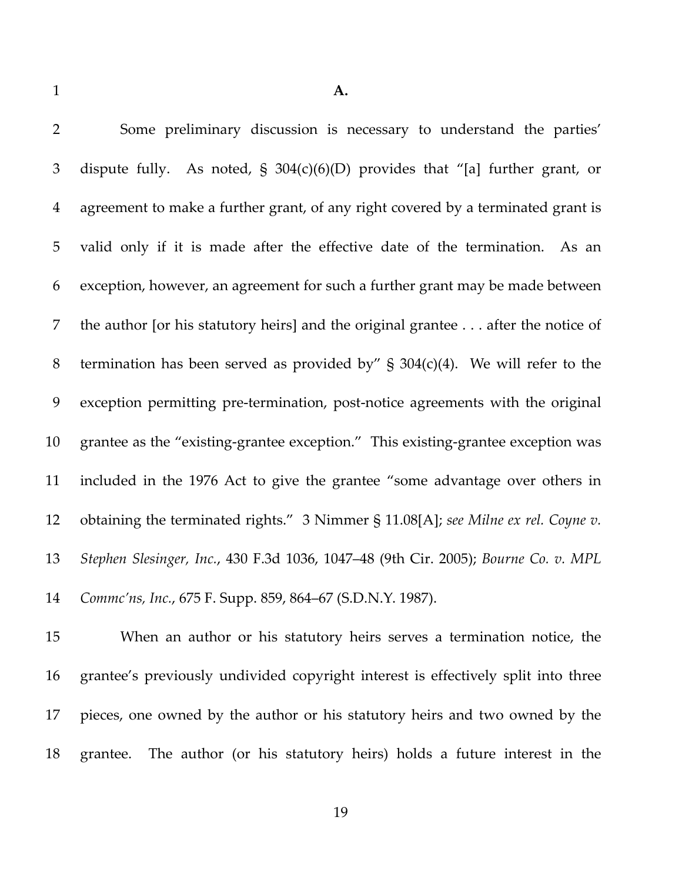**A.**

Some preliminary discussion is necessary to understand the parties' dispute fully. As noted, § 304(c)(6)(D) provides that "[a] further grant, or agreement to make a further grant, of any right covered by a terminated grant is valid only if it is made after the effective date of the termination. As an exception, however, an agreement for such a further grant may be made between the author [or his statutory heirs] and the original grantee . . . after the notice of termination has been served as provided by" § 304(c)(4). We will refer to the exception permitting pre-termination, post-notice agreements with the original grantee as the "existing-grantee exception." This existing-grantee exception was included in the 1976 Act to give the grantee "some advantage over others in obtaining the terminated rights." 3 Nimmer § 11.08[A]; *see Milne ex rel. Coyne v. Stephen Slesinger, Inc.*, 430 F.3d 1036, 1047–48 (9th Cir. 2005); *Bourne Co. v. MPL Commc'ns, Inc.*, 675 F. Supp. 859, 864–67 (S.D.N.Y. 1987).

When an author or his statutory heirs serves a termination notice, the grantee's previously undivided copyright interest is effectively split into three pieces, one owned by the author or his statutory heirs and two owned by the grantee. The author (or his statutory heirs) holds a future interest in the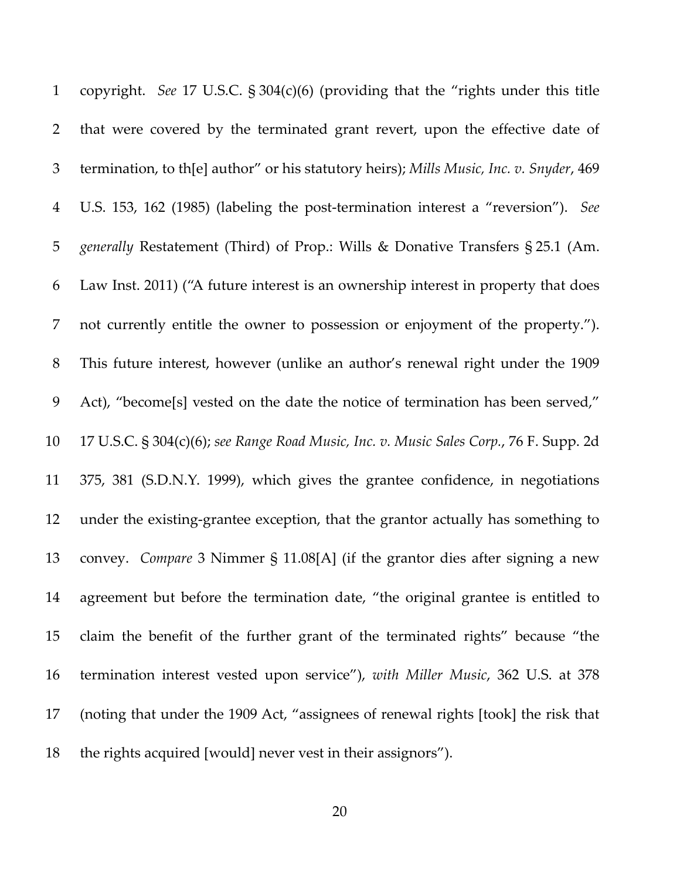copyright. *See* 17 U.S.C. § 304(c)(6) (providing that the "rights under this title that were covered by the terminated grant revert, upon the effective date of termination, to th[e] author" or his statutory heirs); *Mills Music, Inc. v. Snyder*, 469 U.S. 153, 162 (1985) (labeling the post-termination interest a "reversion"). *See generally* Restatement (Third) of Prop.: Wills & Donative Transfers § 25.1 (Am. Law Inst. 2011) ("A future interest is an ownership interest in property that does not currently entitle the owner to possession or enjoyment of the property."). This future interest, however (unlike an author's renewal right under the 1909 Act), "become[s] vested on the date the notice of termination has been served," 17 U.S.C. § 304(c)(6); *see Range Road Music, Inc. v. Music Sales Corp.*, 76 F. Supp. 2d 375, 381 (S.D.N.Y. 1999), which gives the grantee confidence, in negotiations under the existing-grantee exception, that the grantor actually has something to convey. *Compare* 3 Nimmer § 11.08[A] (if the grantor dies after signing a new agreement but before the termination date, "the original grantee is entitled to claim the benefit of the further grant of the terminated rights" because "the termination interest vested upon service"), *with Miller Music*, 362 U.S. at 378 (noting that under the 1909 Act, "assignees of renewal rights [took] the risk that the rights acquired [would] never vest in their assignors").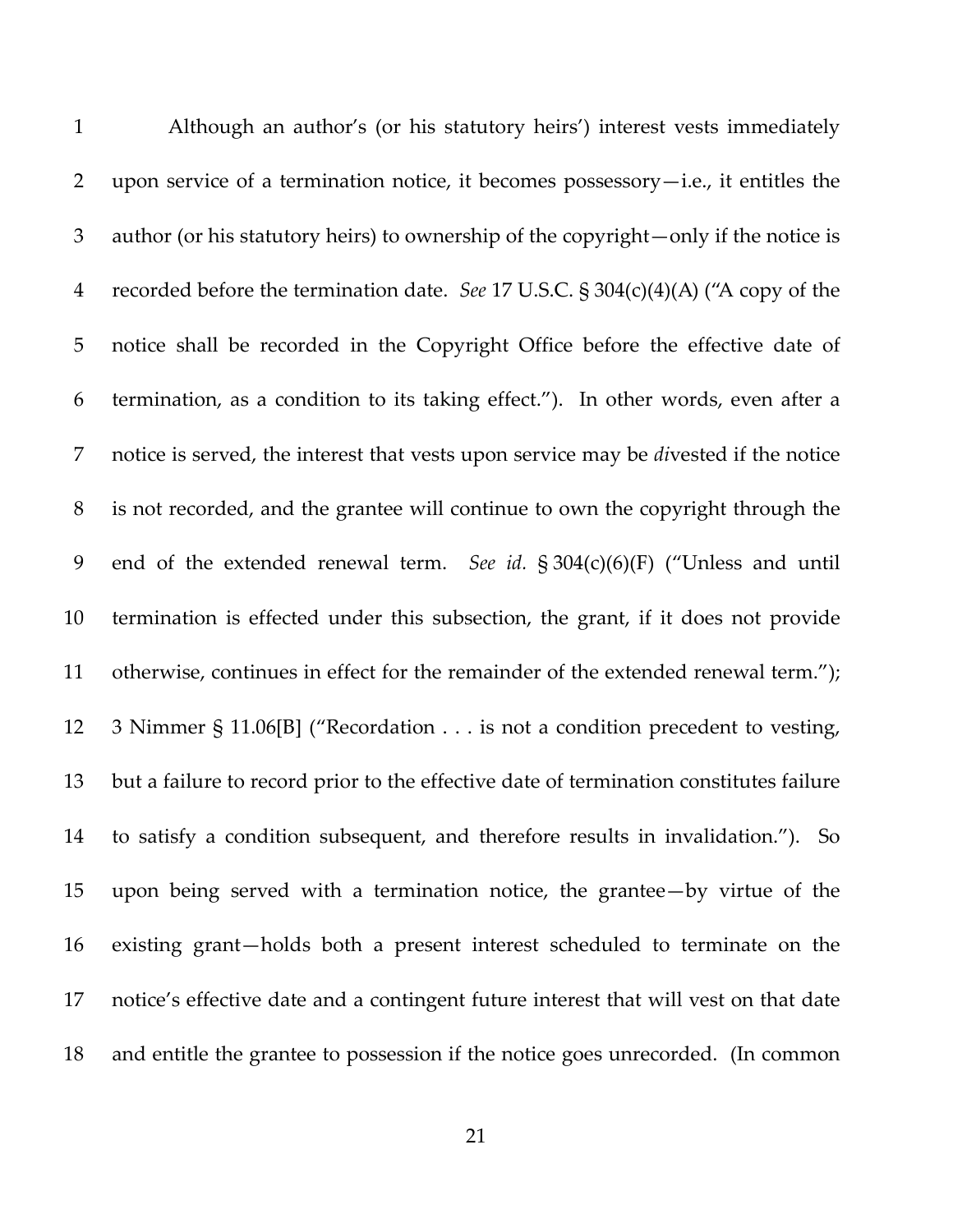Although an author's (or his statutory heirs') interest vests immediately upon service of a termination notice, it becomes possessory—i.e., it entitles the author (or his statutory heirs) to ownership of the copyright—only if the notice is recorded before the termination date. *See* 17 U.S.C. § 304(c)(4)(A) ("A copy of the notice shall be recorded in the Copyright Office before the effective date of termination, as a condition to its taking effect."). In other words, even after a notice is served, the interest that vests upon service may be *di*vested if the notice is not recorded, and the grantee will continue to own the copyright through the end of the extended renewal term. *See id.* § 304(c)(6)(F) ("Unless and until termination is effected under this subsection, the grant, if it does not provide otherwise, continues in effect for the remainder of the extended renewal term."); 3 Nimmer § 11.06[B] ("Recordation . . . is not a condition precedent to vesting, but a failure to record prior to the effective date of termination constitutes failure to satisfy a condition subsequent, and therefore results in invalidation."). So upon being served with a termination notice, the grantee—by virtue of the existing grant—holds both a present interest scheduled to terminate on the notice's effective date and a contingent future interest that will vest on that date and entitle the grantee to possession if the notice goes unrecorded. (In common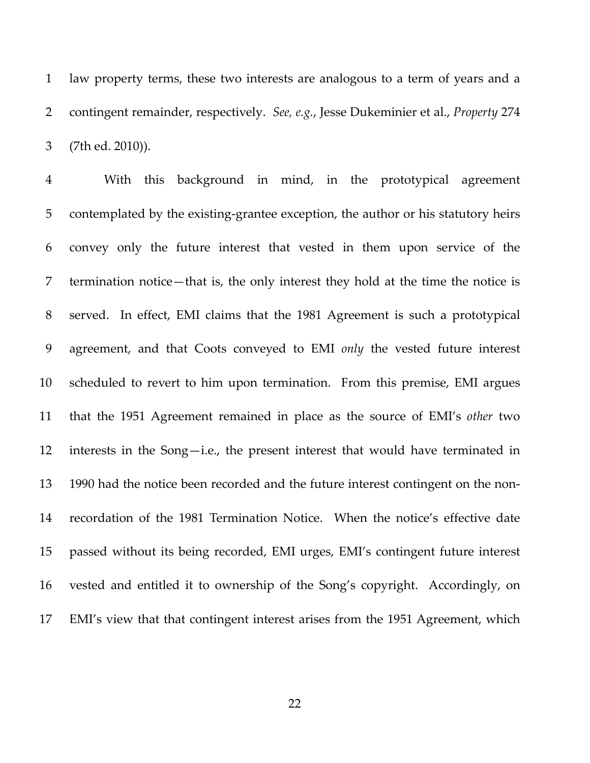law property terms, these two interests are analogous to a term of years and a contingent remainder, respectively. *See, e.g.*, Jesse Dukeminier et al., *Property* 274 (7th ed. 2010)).

With this background in mind, in the prototypical agreement contemplated by the existing-grantee exception, the author or his statutory heirs convey only the future interest that vested in them upon service of the termination notice—that is, the only interest they hold at the time the notice is served. In effect, EMI claims that the 1981 Agreement is such a prototypical agreement, and that Coots conveyed to EMI *only* the vested future interest scheduled to revert to him upon termination. From this premise, EMI argues that the 1951 Agreement remained in place as the source of EMI's *other* two interests in the Song—i.e., the present interest that would have terminated in 1990 had the notice been recorded and the future interest contingent on the non-recordation of the 1981 Termination Notice. When the notice's effective date passed without its being recorded, EMI urges, EMI's contingent future interest vested and entitled it to ownership of the Song's copyright. Accordingly, on EMI's view that that contingent interest arises from the 1951 Agreement, which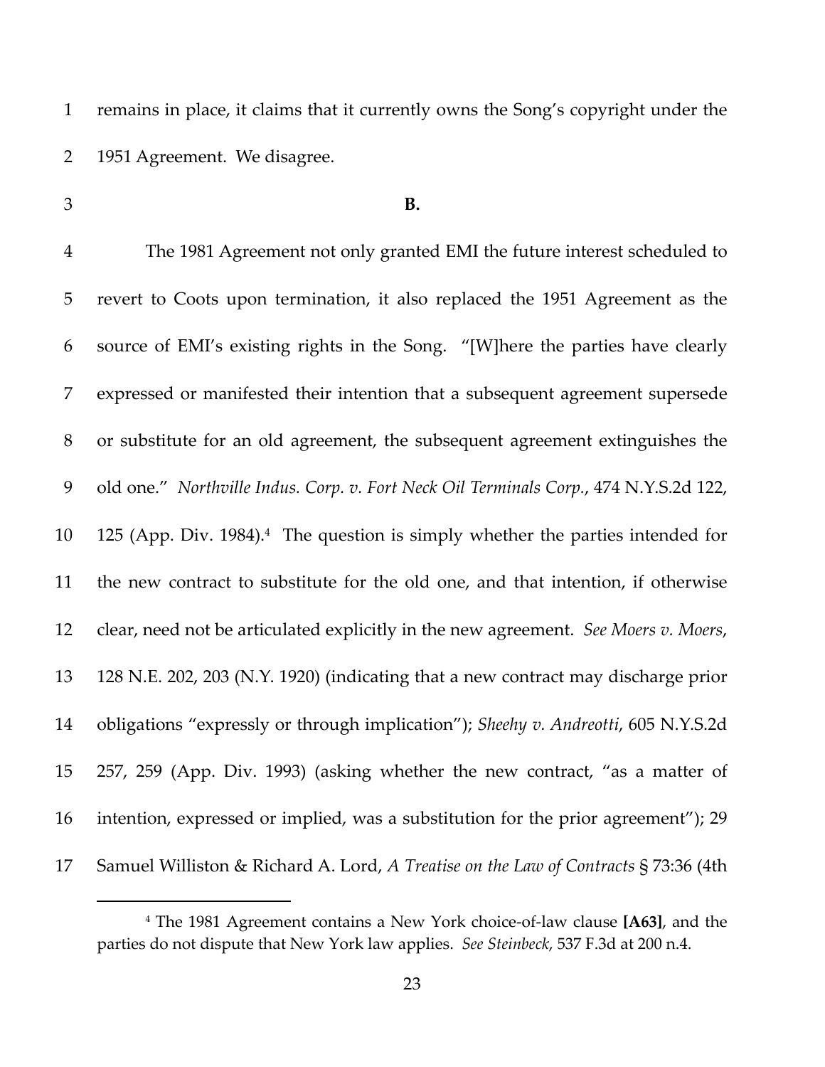remains in place, it claims that it currently owns the Song's copyright under the 1951 Agreement. We disagree.

**B.**

The 1981 Agreement not only granted EMI the future interest scheduled to revert to Coots upon termination, it also replaced the 1951 Agreement as the source of EMI's existing rights in the Song. "[W]here the parties have clearly expressed or manifested their intention that a subsequent agreement supersede or substitute for an old agreement, the subsequent agreement extinguishes the old one." *Northville Indus. Corp. v. Fort Neck Oil Terminals Corp.*, 474 N.Y.S.2d 122, 125 (App. Div. 1984).[4] The question is simply whether the parties intended for the new contract to substitute for the old one, and that intention, if otherwise clear, need not be articulated explicitly in the new agreement. *See Moers v. Moers*, 128 N.E. 202, 203 (N.Y. 1920) (indicating that a new contract may discharge prior obligations "expressly or through implication"); *Sheehy v. Andreotti*, 605 N.Y.S.2d 257, 259 (App. Div. 1993) (asking whether the new contract, "as a matter of intention, expressed or implied, was a substitution for the prior agreement"); 29 Samuel Williston & Richard A. Lord, *A Treatise on the Law of Contracts* § 73:36 (4th

---

[4] The 1981 Agreement contains a New York choice-of-law clause **[A63]**, and the parties do not dispute that New York law applies. *See Steinbeck*, 537 F.3d at 200 n.4.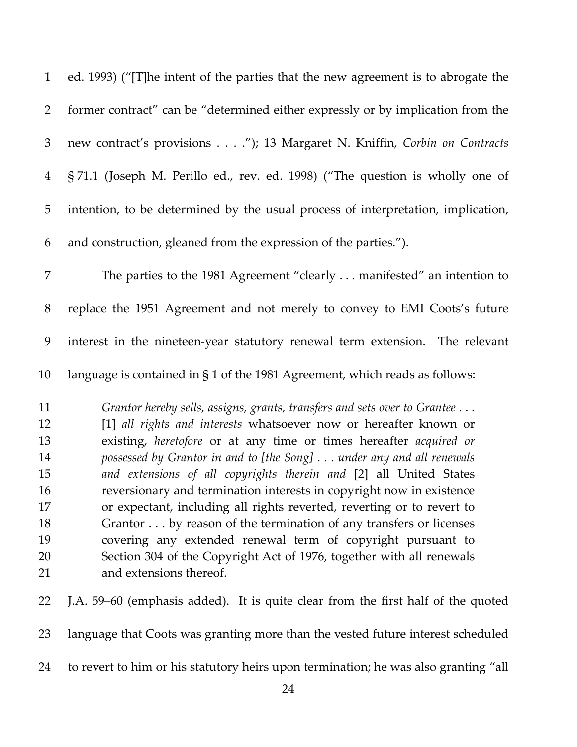ed. 1993) ("[T]he intent of the parties that the new agreement is to abrogate the former contract" can be "determined either expressly or by implication from the new contract's provisions . . . ."); 13 Margaret N. Kniffin, *Corbin on Contracts* § 71.1 (Joseph M. Perillo ed., rev. ed. 1998) ("The question is wholly one of intention, to be determined by the usual process of interpretation, implication, and construction, gleaned from the expression of the parties.").

The parties to the 1981 Agreement "clearly . . . manifested" an intention to replace the 1951 Agreement and not merely to convey to EMI Coots's future interest in the nineteen-year statutory renewal term extension. The relevant language is contained in § 1 of the 1981 Agreement, which reads as follows:

> *Grantor hereby sells, assigns, grants, transfers and sets over to Grantee* . . . [1] *all rights and interests* whatsoever now or hereafter known or existing, *heretofore* or at any time or times hereafter *acquired or possessed by Grantor in and to [the Song] . . . under any and all renewals and extensions of all copyrights therein and* [2] all United States reversionary and termination interests in copyright now in existence or expectant, including all rights reverted, reverting or to revert to Grantor . . . by reason of the termination of any transfers or licenses covering any extended renewal term of copyright pursuant to Section 304 of the Copyright Act of 1976, together with all renewals and extensions thereof.

J.A. 59–60 (emphasis added). It is quite clear from the first half of the quoted language that Coots was granting more than the vested future interest scheduled to revert to him or his statutory heirs upon termination; he was also granting "all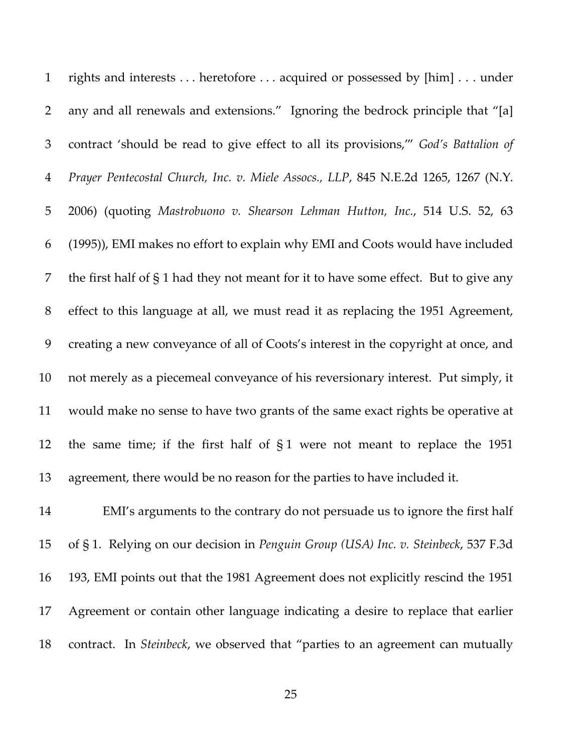rights and interests . . . heretofore . . . acquired or possessed by [him] . . . under any and all renewals and extensions." Ignoring the bedrock principle that "[a] contract 'should be read to give effect to all its provisions,'" *God's Battalion of Prayer Pentecostal Church, Inc. v. Miele Assocs., LLP*, 845 N.E.2d 1265, 1267 (N.Y. 2006) (quoting *Mastrobuono v. Shearson Lehman Hutton, Inc.*, 514 U.S. 52, 63 (1995)), EMI makes no effort to explain why EMI and Coots would have included the first half of § 1 had they not meant for it to have some effect. But to give any effect to this language at all, we must read it as replacing the 1951 Agreement, creating a new conveyance of all of Coots's interest in the copyright at once, and not merely as a piecemeal conveyance of his reversionary interest. Put simply, it would make no sense to have two grants of the same exact rights be operative at the same time; if the first half of § 1 were not meant to replace the 1951 agreement, there would be no reason for the parties to have included it.

EMI's arguments to the contrary do not persuade us to ignore the first half of § 1. Relying on our decision in *Penguin Group (USA) Inc. v. Steinbeck*, 537 F.3d 193, EMI points out that the 1981 Agreement does not explicitly rescind the 1951 Agreement or contain other language indicating a desire to replace that earlier contract. In *Steinbeck*, we observed that "parties to an agreement can mutually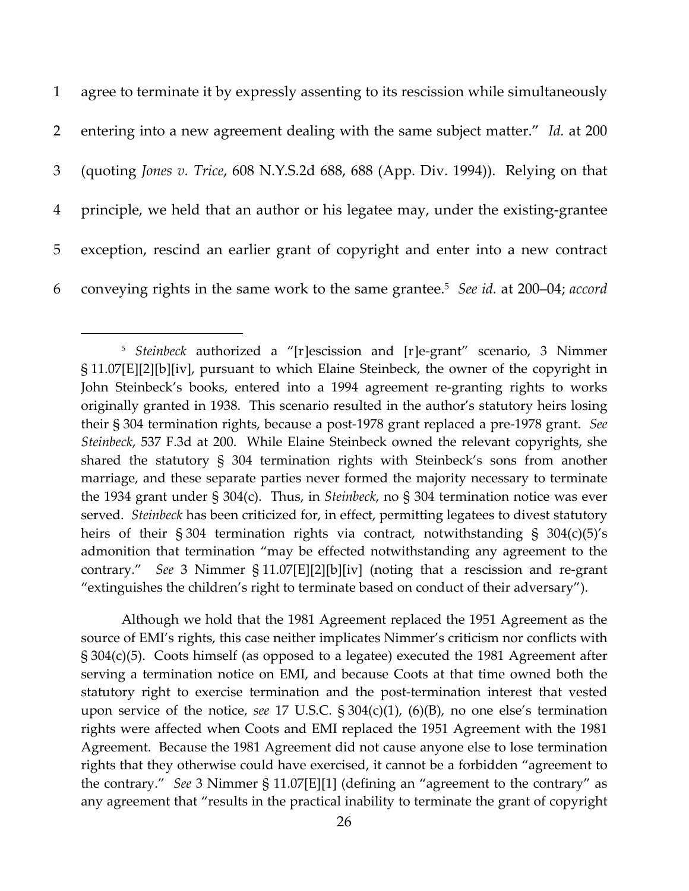agree to terminate it by expressly assenting to its rescission while simultaneously entering into a new agreement dealing with the same subject matter." *Id.* at 200 (quoting *Jones v. Trice*, 608 N.Y.S.2d 688, 688 (App. Div. 1994)). Relying on that principle, we held that an author or his legatee may, under the existing-grantee exception, rescind an earlier grant of copyright and enter into a new contract conveying rights in the same work to the same grantee.[5] *See id.* at 200–04; *accord*

---

[5] *Steinbeck* authorized a "[r]escission and [r]e-grant" scenario, 3 Nimmer § 11.07[E][2][b][iv], pursuant to which Elaine Steinbeck, the owner of the copyright in John Steinbeck's books, entered into a 1994 agreement re-granting rights to works originally granted in 1938. This scenario resulted in the author's statutory heirs losing their § 304 termination rights, because a post-1978 grant replaced a pre-1978 grant. *See Steinbeck*, 537 F.3d at 200. While Elaine Steinbeck owned the relevant copyrights, she shared the statutory § 304 termination rights with Steinbeck's sons from another marriage, and these separate parties never formed the majority necessary to terminate the 1934 grant under § 304(c). Thus, in *Steinbeck*, no § 304 termination notice was ever served. *Steinbeck* has been criticized for, in effect, permitting legatees to divest statutory heirs of their § 304 termination rights via contract, notwithstanding § 304(c)(5)'s admonition that termination "may be effected notwithstanding any agreement to the contrary." *See* 3 Nimmer § 11.07[E][2][b][iv] (noting that a rescission and re-grant "extinguishes the children's right to terminate based on conduct of their adversary").

Although we hold that the 1981 Agreement replaced the 1951 Agreement as the source of EMI's rights, this case neither implicates Nimmer's criticism nor conflicts with § 304(c)(5). Coots himself (as opposed to a legatee) executed the 1981 Agreement after serving a termination notice on EMI, and because Coots at that time owned both the statutory right to exercise termination and the post-termination interest that vested upon service of the notice, *see* 17 U.S.C. § 304(c)(1), (6)(B), no one else's termination rights were affected when Coots and EMI replaced the 1951 Agreement with the 1981 Agreement. Because the 1981 Agreement did not cause anyone else to lose termination rights that they otherwise could have exercised, it cannot be a forbidden "agreement to the contrary." *See* 3 Nimmer § 11.07[E][1] (defining an "agreement to the contrary" as any agreement that "results in the practical inability to terminate the grant of copyright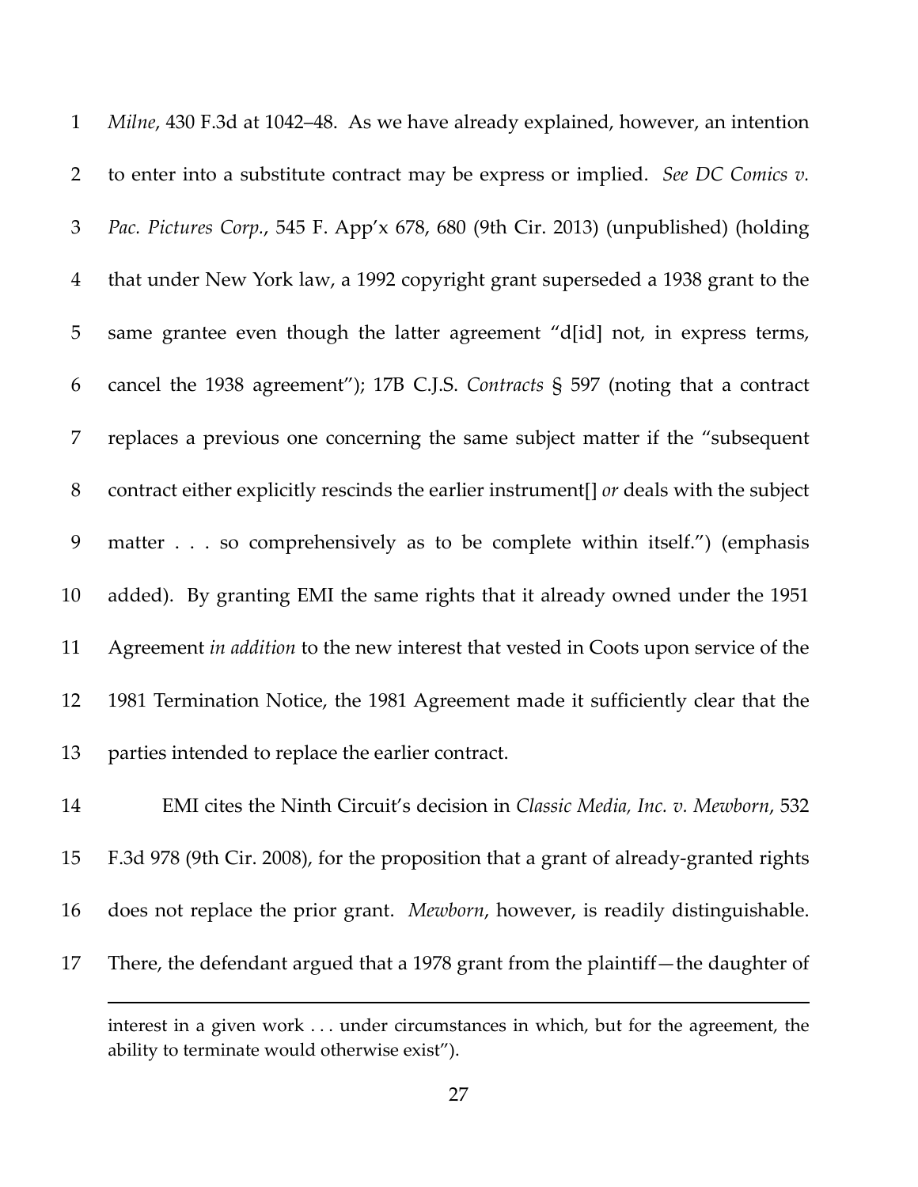*Milne*, 430 F.3d at 1042–48. As we have already explained, however, an intention to enter into a substitute contract may be express or implied. *See DC Comics v. Pac. Pictures Corp.*, 545 F. App'x 678, 680 (9th Cir. 2013) (unpublished) (holding that under New York law, a 1992 copyright grant superseded a 1938 grant to the same grantee even though the latter agreement "d[id] not, in express terms, cancel the 1938 agreement"); 17B C.J.S. *Contracts* § 597 (noting that a contract replaces a previous one concerning the same subject matter if the "subsequent contract either explicitly rescinds the earlier instrument[] *or* deals with the subject matter . . . so comprehensively as to be complete within itself.") (emphasis added). By granting EMI the same rights that it already owned under the 1951 Agreement *in addition* to the new interest that vested in Coots upon service of the 1981 Termination Notice, the 1981 Agreement made it sufficiently clear that the parties intended to replace the earlier contract.

EMI cites the Ninth Circuit's decision in *Classic Media, Inc. v. Mewborn*, 532 F.3d 978 (9th Cir. 2008), for the proposition that a grant of already-granted rights does not replace the prior grant. *Mewborn*, however, is readily distinguishable. There, the defendant argued that a 1978 grant from the plaintiff—the daughter of

---

interest in a given work . . . under circumstances in which, but for the agreement, the ability to terminate would otherwise exist").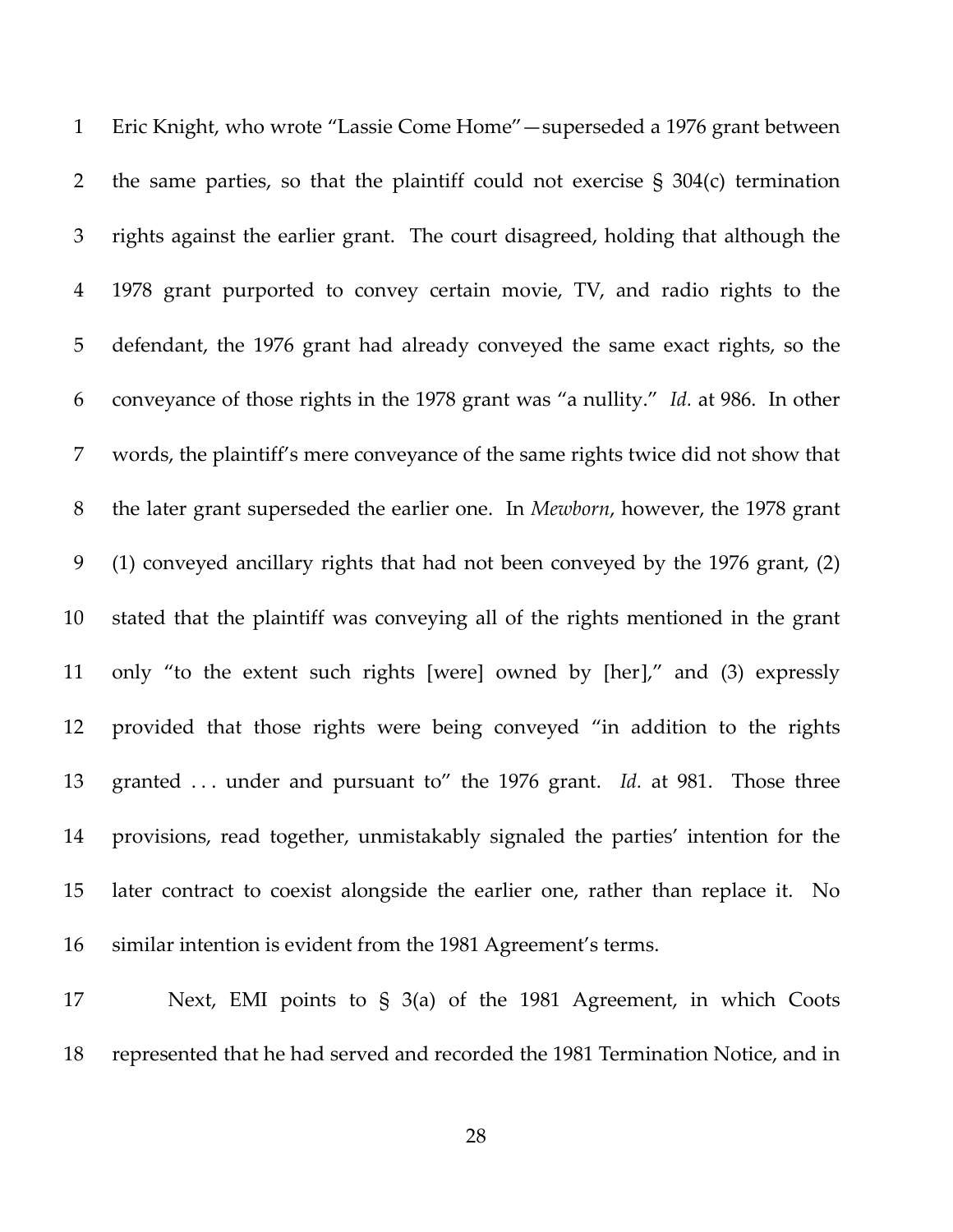Eric Knight, who wrote "Lassie Come Home"—superseded a 1976 grant between the same parties, so that the plaintiff could not exercise § 304(c) termination rights against the earlier grant. The court disagreed, holding that although the 1978 grant purported to convey certain movie, TV, and radio rights to the defendant, the 1976 grant had already conveyed the same exact rights, so the conveyance of those rights in the 1978 grant was "a nullity." *Id.* at 986. In other words, the plaintiff's mere conveyance of the same rights twice did not show that the later grant superseded the earlier one. In *Mewborn*, however, the 1978 grant (1) conveyed ancillary rights that had not been conveyed by the 1976 grant, (2) stated that the plaintiff was conveying all of the rights mentioned in the grant only "to the extent such rights [were] owned by [her]," and (3) expressly provided that those rights were being conveyed "in addition to the rights granted . . . under and pursuant to" the 1976 grant. *Id.* at 981. Those three provisions, read together, unmistakably signaled the parties' intention for the later contract to coexist alongside the earlier one, rather than replace it. No similar intention is evident from the 1981 Agreement's terms.

Next, EMI points to § 3(a) of the 1981 Agreement, in which Coots represented that he had served and recorded the 1981 Termination Notice, and in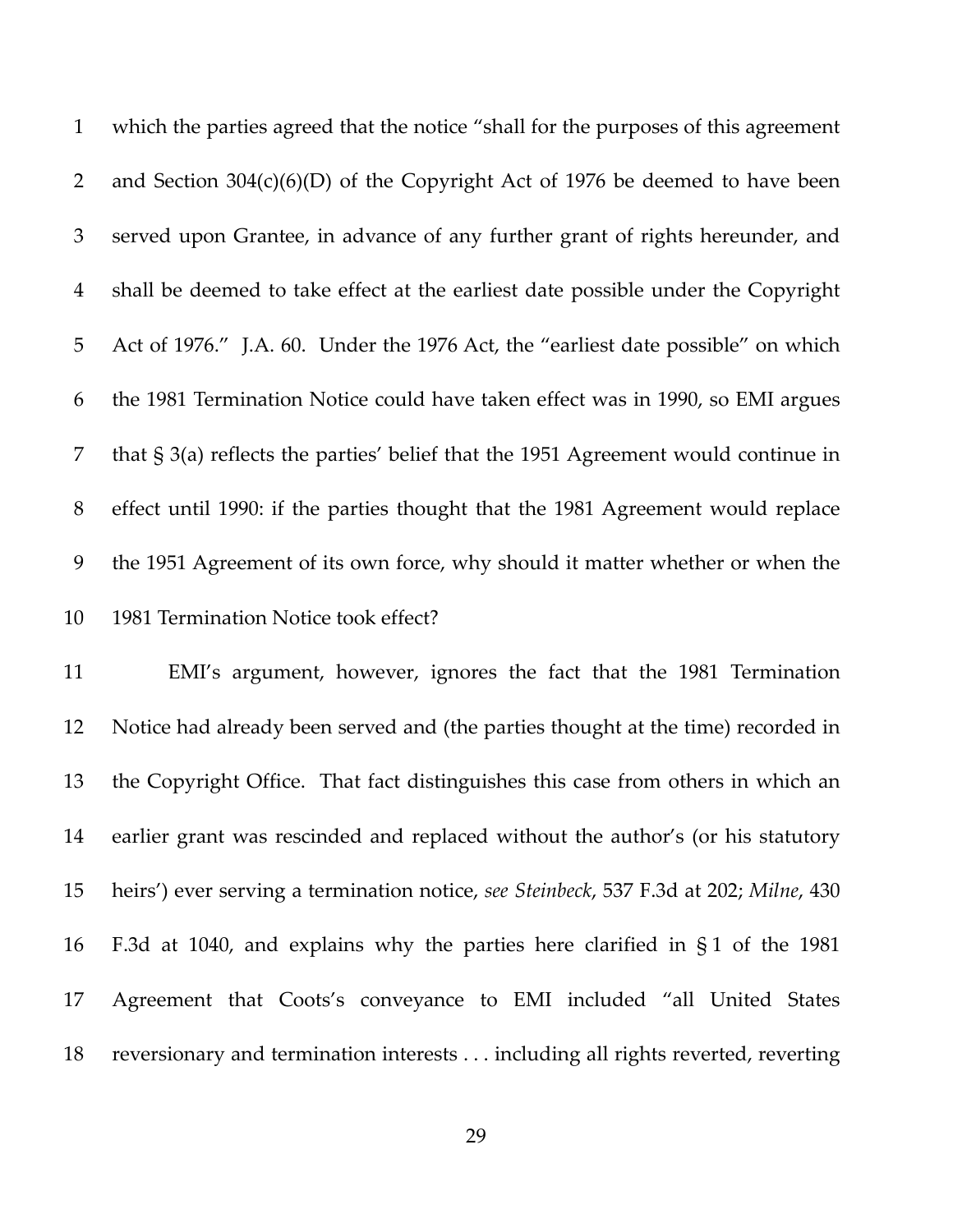which the parties agreed that the notice "shall for the purposes of this agreement and Section 304(c)(6)(D) of the Copyright Act of 1976 be deemed to have been served upon Grantee, in advance of any further grant of rights hereunder, and shall be deemed to take effect at the earliest date possible under the Copyright Act of 1976." J.A. 60. Under the 1976 Act, the "earliest date possible" on which the 1981 Termination Notice could have taken effect was in 1990, so EMI argues that § 3(a) reflects the parties' belief that the 1951 Agreement would continue in effect until 1990: if the parties thought that the 1981 Agreement would replace the 1951 Agreement of its own force, why should it matter whether or when the 1981 Termination Notice took effect?

EMI's argument, however, ignores the fact that the 1981 Termination Notice had already been served and (the parties thought at the time) recorded in the Copyright Office. That fact distinguishes this case from others in which an earlier grant was rescinded and replaced without the author's (or his statutory heirs') ever serving a termination notice, *see Steinbeck*, 537 F.3d at 202; *Milne*, 430 F.3d at 1040, and explains why the parties here clarified in § 1 of the 1981 Agreement that Coots's conveyance to EMI included "all United States reversionary and termination interests . . . including all rights reverted, reverting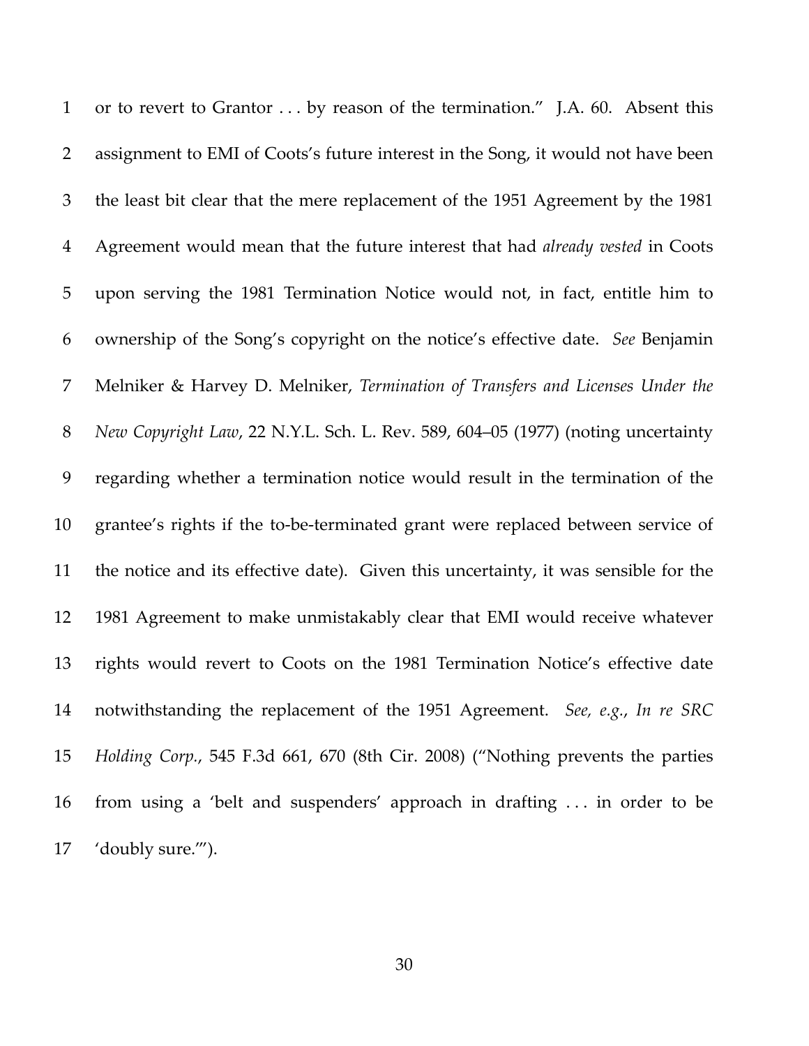or to revert to Grantor . . . by reason of the termination." J.A. 60. Absent this assignment to EMI of Coots's future interest in the Song, it would not have been the least bit clear that the mere replacement of the 1951 Agreement by the 1981 Agreement would mean that the future interest that had *already vested* in Coots upon serving the 1981 Termination Notice would not, in fact, entitle him to ownership of the Song's copyright on the notice's effective date. *See* Benjamin Melniker & Harvey D. Melniker, *Termination of Transfers and Licenses Under the New Copyright Law*, 22 N.Y.L. Sch. L. Rev. 589, 604–05 (1977) (noting uncertainty regarding whether a termination notice would result in the termination of the grantee's rights if the to-be-terminated grant were replaced between service of the notice and its effective date). Given this uncertainty, it was sensible for the 1981 Agreement to make unmistakably clear that EMI would receive whatever rights would revert to Coots on the 1981 Termination Notice's effective date notwithstanding the replacement of the 1951 Agreement. *See, e.g.*, *In re SRC Holding Corp.*, 545 F.3d 661, 670 (8th Cir. 2008) ("Nothing prevents the parties from using a 'belt and suspenders' approach in drafting . . . in order to be 'doubly sure.'").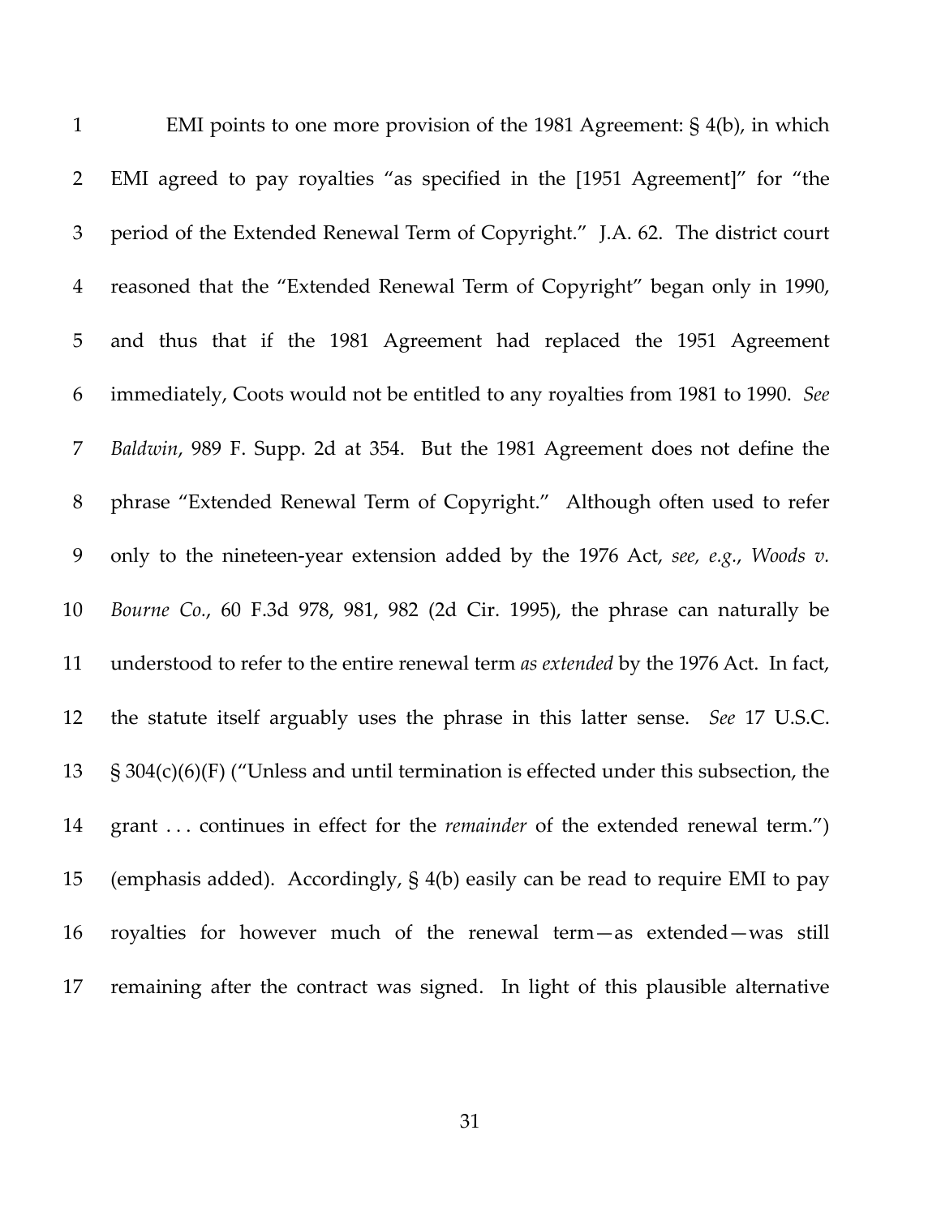EMI points to one more provision of the 1981 Agreement: § 4(b), in which EMI agreed to pay royalties "as specified in the [1951 Agreement]" for "the period of the Extended Renewal Term of Copyright." J.A. 62. The district court reasoned that the "Extended Renewal Term of Copyright" began only in 1990, and thus that if the 1981 Agreement had replaced the 1951 Agreement immediately, Coots would not be entitled to any royalties from 1981 to 1990. *See Baldwin*, 989 F. Supp. 2d at 354. But the 1981 Agreement does not define the phrase "Extended Renewal Term of Copyright." Although often used to refer only to the nineteen-year extension added by the 1976 Act, *see, e.g.*, *Woods v. Bourne Co.*, 60 F.3d 978, 981, 982 (2d Cir. 1995), the phrase can naturally be understood to refer to the entire renewal term *as extended* by the 1976 Act. In fact, the statute itself arguably uses the phrase in this latter sense. *See* 17 U.S.C. § 304(c)(6)(F) ("Unless and until termination is effected under this subsection, the grant . . . continues in effect for the *remainder* of the extended renewal term.") (emphasis added). Accordingly, § 4(b) easily can be read to require EMI to pay royalties for however much of the renewal term—as extended—was still remaining after the contract was signed. In light of this plausible alternative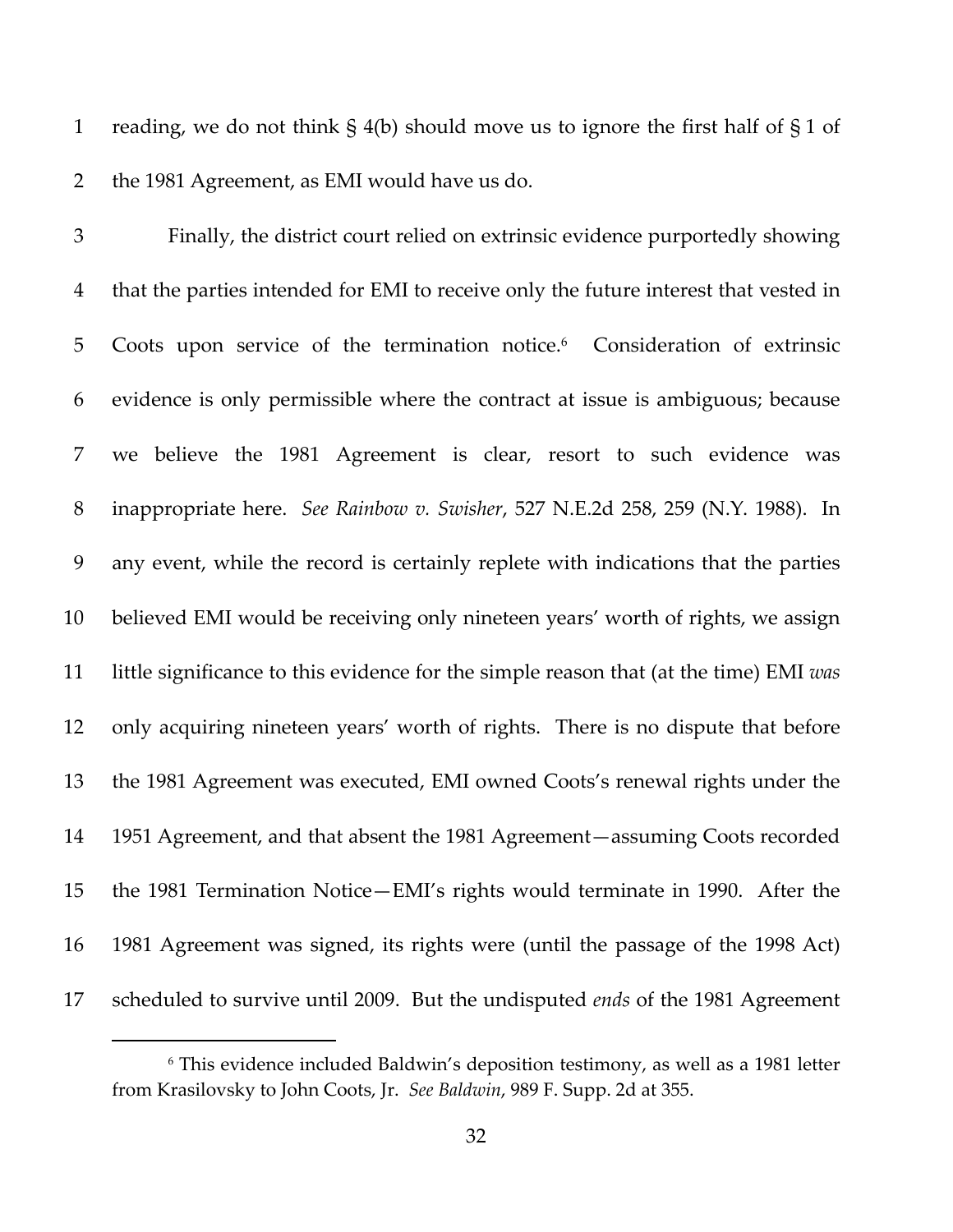reading, we do not think § 4(b) should move us to ignore the first half of § 1 of the 1981 Agreement, as EMI would have us do.

Finally, the district court relied on extrinsic evidence purportedly showing that the parties intended for EMI to receive only the future interest that vested in Coots upon service of the termination notice.[6] Consideration of extrinsic evidence is only permissible where the contract at issue is ambiguous; because we believe the 1981 Agreement is clear, resort to such evidence was inappropriate here. *See Rainbow v. Swisher*, 527 N.E.2d 258, 259 (N.Y. 1988). In any event, while the record is certainly replete with indications that the parties believed EMI would be receiving only nineteen years' worth of rights, we assign little significance to this evidence for the simple reason that (at the time) EMI *was* only acquiring nineteen years' worth of rights. There is no dispute that before the 1981 Agreement was executed, EMI owned Coots's renewal rights under the 1951 Agreement, and that absent the 1981 Agreement—assuming Coots recorded the 1981 Termination Notice—EMI's rights would terminate in 1990. After the 1981 Agreement was signed, its rights were (until the passage of the 1998 Act) scheduled to survive until 2009. But the undisputed *ends* of the 1981 Agreement

[6] This evidence included Baldwin's deposition testimony, as well as a 1981 letter from Krasilovsky to John Coots, Jr. *See Baldwin*, 989 F. Supp. 2d at 355.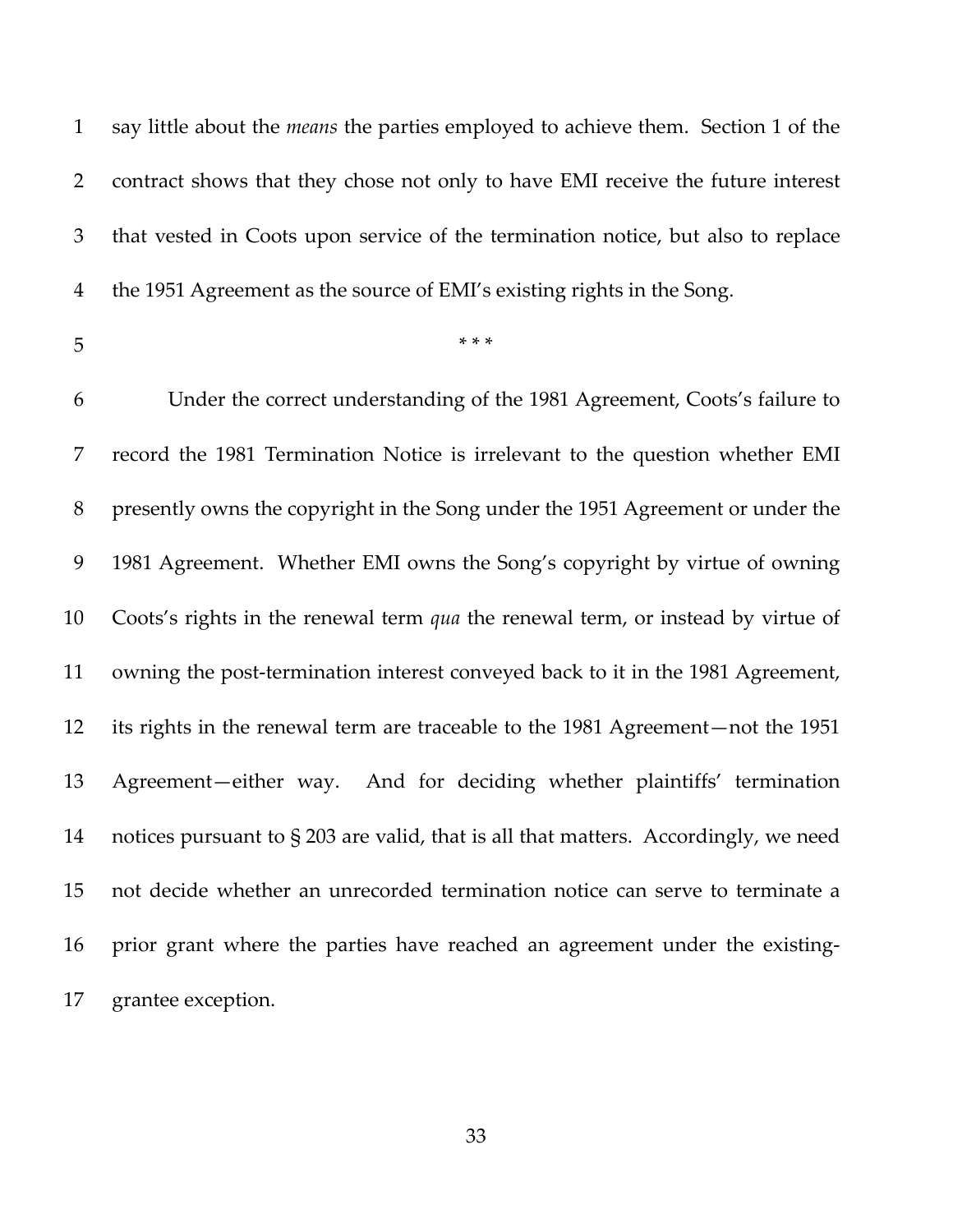say little about the *means* the parties employed to achieve them. Section 1 of the contract shows that they chose not only to have EMI receive the future interest that vested in Coots upon service of the termination notice, but also to replace the 1951 Agreement as the source of EMI's existing rights in the Song.

\* \* \*

Under the correct understanding of the 1981 Agreement, Coots's failure to record the 1981 Termination Notice is irrelevant to the question whether EMI presently owns the copyright in the Song under the 1951 Agreement or under the 1981 Agreement. Whether EMI owns the Song's copyright by virtue of owning Coots's rights in the renewal term *qua* the renewal term, or instead by virtue of owning the post-termination interest conveyed back to it in the 1981 Agreement, its rights in the renewal term are traceable to the 1981 Agreement—not the 1951 Agreement—either way. And for deciding whether plaintiffs' termination notices pursuant to § 203 are valid, that is all that matters. Accordingly, we need not decide whether an unrecorded termination notice can serve to terminate a prior grant where the parties have reached an agreement under the existing-grantee exception.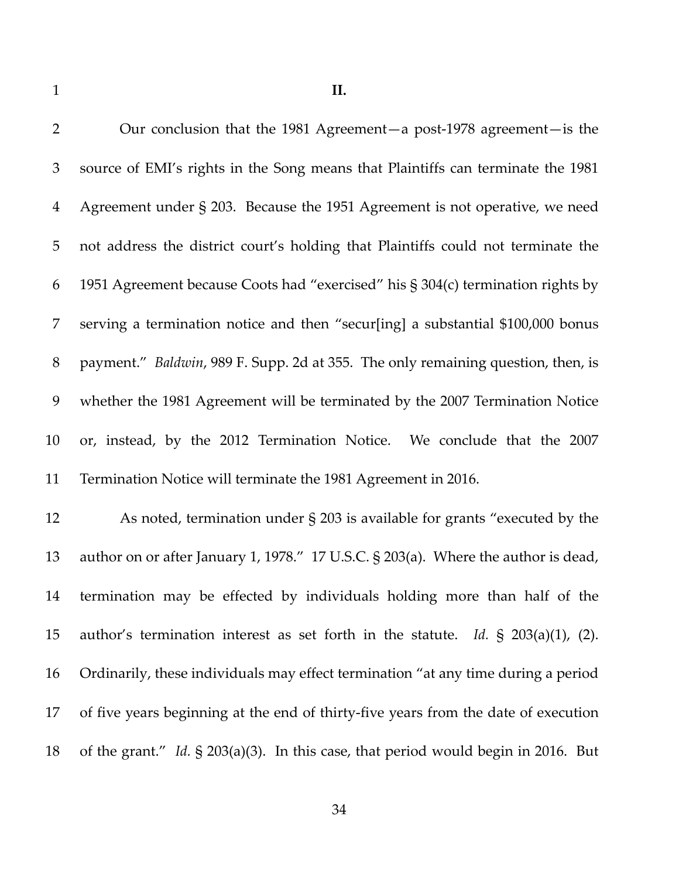## II.

Our conclusion that the 1981 Agreement—a post-1978 agreement—is the source of EMI's rights in the Song means that Plaintiffs can terminate the 1981 Agreement under § 203. Because the 1951 Agreement is not operative, we need not address the district court's holding that Plaintiffs could not terminate the 1951 Agreement because Coots had "exercised" his § 304(c) termination rights by serving a termination notice and then "secur[ing] a substantial $100,000 bonus payment." *Baldwin*, 989 F. Supp. 2d at 355. The only remaining question, then, is whether the 1981 Agreement will be terminated by the 2007 Termination Notice or, instead, by the 2012 Termination Notice. We conclude that the 2007 Termination Notice will terminate the 1981 Agreement in 2016.

As noted, termination under § 203 is available for grants "executed by the author on or after January 1, 1978." 17 U.S.C. § 203(a). Where the author is dead, termination may be effected by individuals holding more than half of the author's termination interest as set forth in the statute. *Id.* § 203(a)(1), (2). Ordinarily, these individuals may effect termination "at any time during a period of five years beginning at the end of thirty-five years from the date of execution of the grant." *Id.* § 203(a)(3). In this case, that period would begin in 2016. But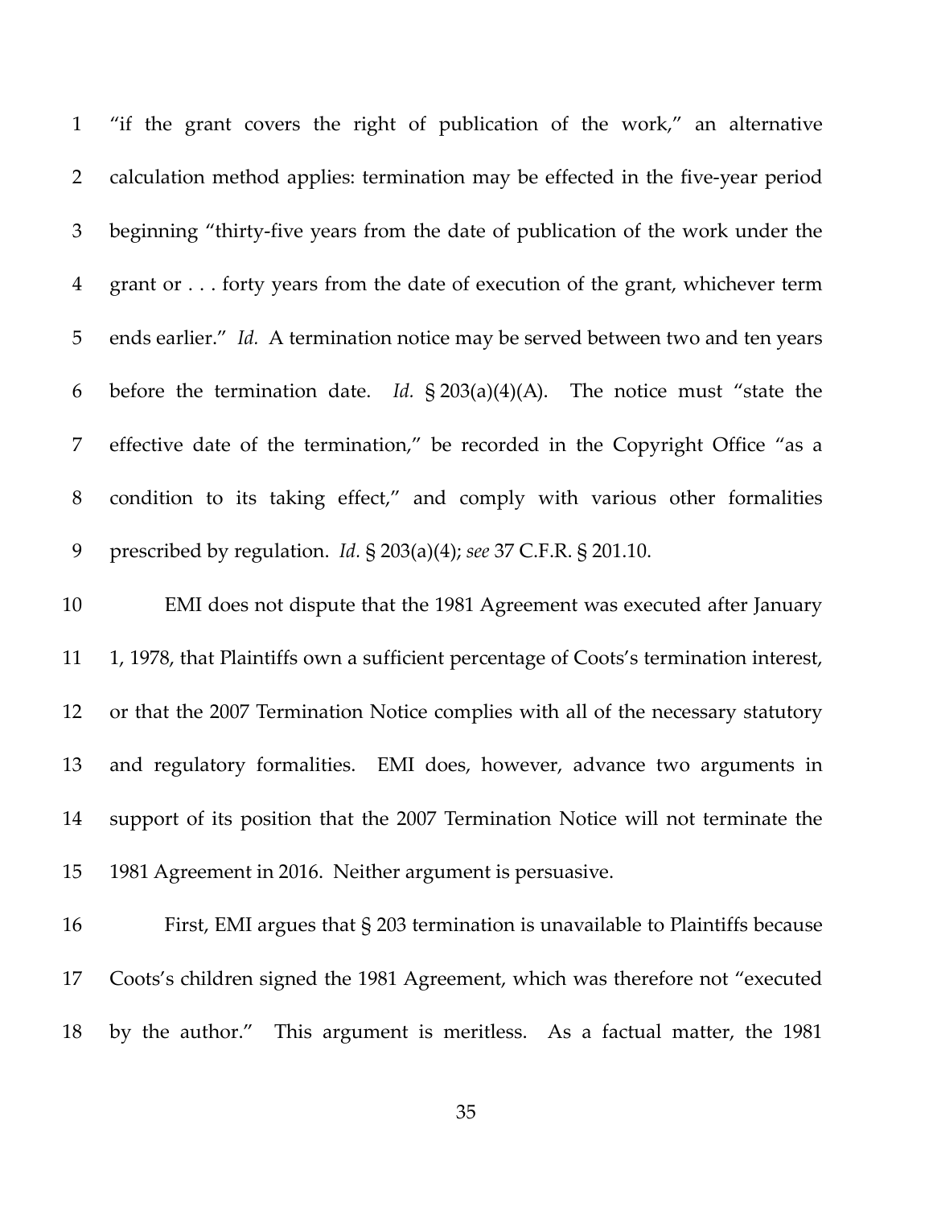"if the grant covers the right of publication of the work," an alternative calculation method applies: termination may be effected in the five-year period beginning "thirty-five years from the date of publication of the work under the grant or . . . forty years from the date of execution of the grant, whichever term ends earlier." *Id.* A termination notice may be served between two and ten years before the termination date. *Id.* § 203(a)(4)(A). The notice must "state the effective date of the termination," be recorded in the Copyright Office "as a condition to its taking effect," and comply with various other formalities prescribed by regulation. *Id.* § 203(a)(4); *see* 37 C.F.R. § 201.10.

EMI does not dispute that the 1981 Agreement was executed after January 1, 1978, that Plaintiffs own a sufficient percentage of Coots's termination interest, or that the 2007 Termination Notice complies with all of the necessary statutory and regulatory formalities. EMI does, however, advance two arguments in support of its position that the 2007 Termination Notice will not terminate the 1981 Agreement in 2016. Neither argument is persuasive.

First, EMI argues that § 203 termination is unavailable to Plaintiffs because Coots's children signed the 1981 Agreement, which was therefore not "executed by the author." This argument is meritless. As a factual matter, the 1981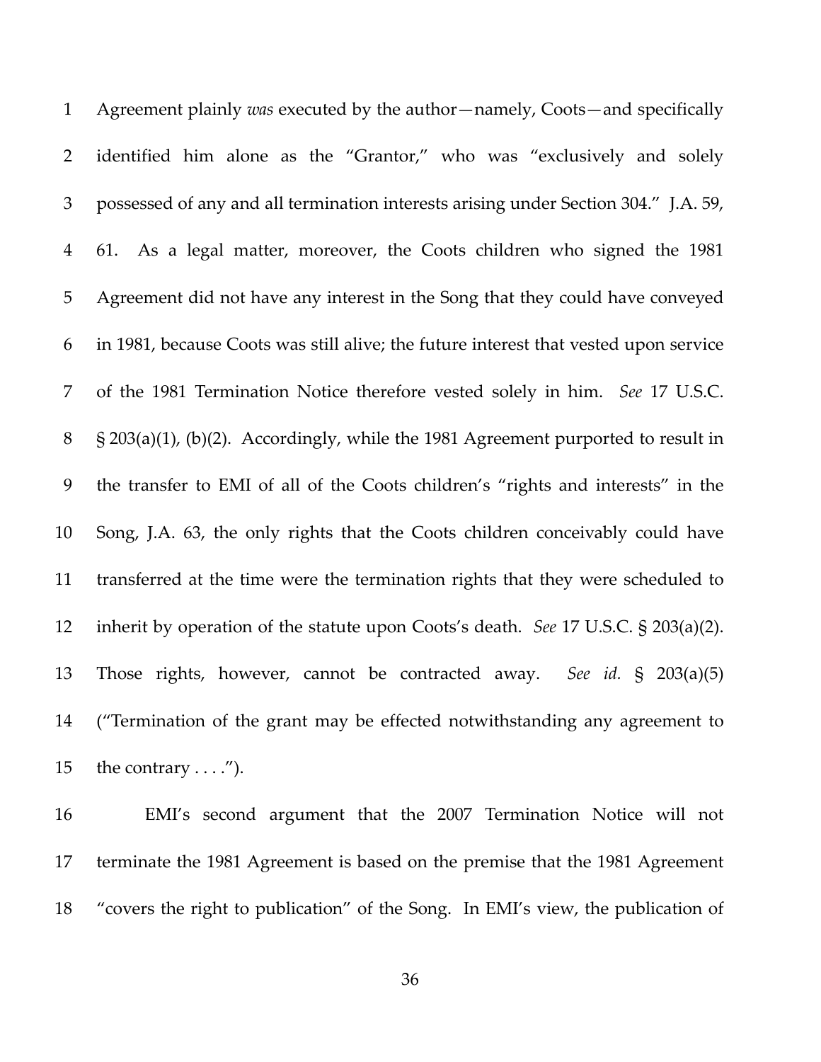Agreement plainly *was* executed by the author—namely, Coots—and specifically identified him alone as the "Grantor," who was "exclusively and solely possessed of any and all termination interests arising under Section 304." J.A. 59, 61. As a legal matter, moreover, the Coots children who signed the 1981 Agreement did not have any interest in the Song that they could have conveyed in 1981, because Coots was still alive; the future interest that vested upon service of the 1981 Termination Notice therefore vested solely in him. *See* 17 U.S.C. § 203(a)(1), (b)(2). Accordingly, while the 1981 Agreement purported to result in the transfer to EMI of all of the Coots children's "rights and interests" in the Song, J.A. 63, the only rights that the Coots children conceivably could have transferred at the time were the termination rights that they were scheduled to inherit by operation of the statute upon Coots's death. *See* 17 U.S.C. § 203(a)(2). Those rights, however, cannot be contracted away. *See id.* § 203(a)(5) ("Termination of the grant may be effected notwithstanding any agreement to the contrary . . . .").

EMI's second argument that the 2007 Termination Notice will not terminate the 1981 Agreement is based on the premise that the 1981 Agreement "covers the right to publication" of the Song. In EMI's view, the publication of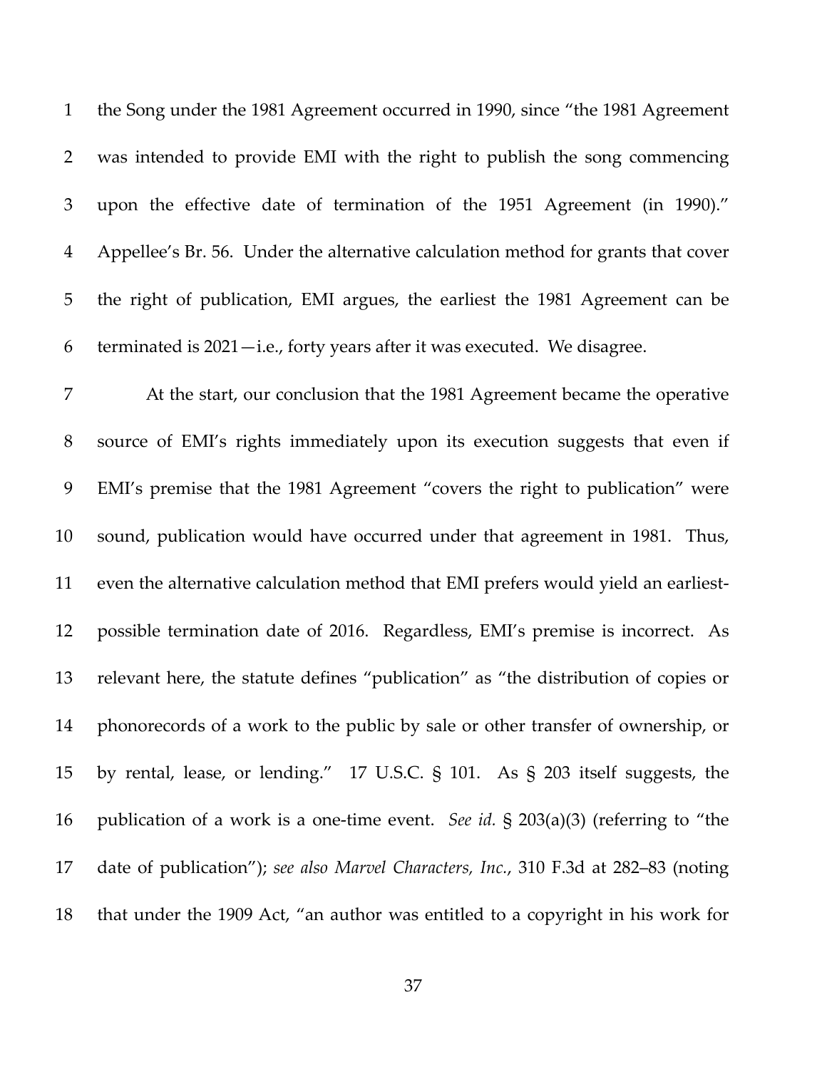the Song under the 1981 Agreement occurred in 1990, since "the 1981 Agreement was intended to provide EMI with the right to publish the song commencing upon the effective date of termination of the 1951 Agreement (in 1990)." Appellee's Br. 56. Under the alternative calculation method for grants that cover the right of publication, EMI argues, the earliest the 1981 Agreement can be terminated is 2021—i.e., forty years after it was executed. We disagree.

At the start, our conclusion that the 1981 Agreement became the operative source of EMI's rights immediately upon its execution suggests that even if EMI's premise that the 1981 Agreement "covers the right to publication" were sound, publication would have occurred under that agreement in 1981. Thus, even the alternative calculation method that EMI prefers would yield an earliest-possible termination date of 2016. Regardless, EMI's premise is incorrect. As relevant here, the statute defines "publication" as "the distribution of copies or phonorecords of a work to the public by sale or other transfer of ownership, or by rental, lease, or lending." 17 U.S.C. § 101. As § 203 itself suggests, the publication of a work is a one-time event. *See id.* § 203(a)(3) (referring to "the date of publication"); *see also Marvel Characters, Inc.*, 310 F.3d at 282–83 (noting that under the 1909 Act, "an author was entitled to a copyright in his work for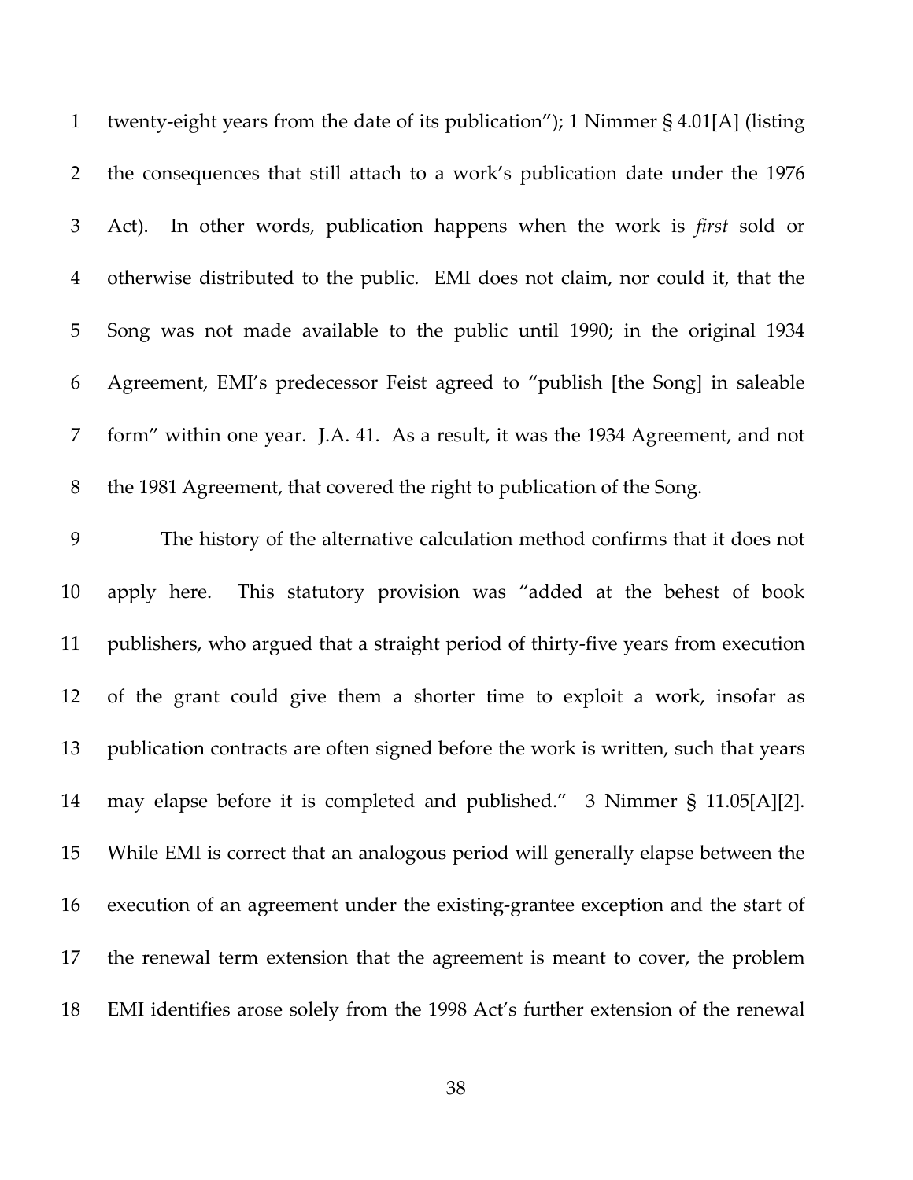twenty-eight years from the date of its publication"); 1 Nimmer § 4.01[A] (listing the consequences that still attach to a work's publication date under the 1976 Act). In other words, publication happens when the work is *first* sold or otherwise distributed to the public. EMI does not claim, nor could it, that the Song was not made available to the public until 1990; in the original 1934 Agreement, EMI's predecessor Feist agreed to "publish [the Song] in saleable form" within one year. J.A. 41. As a result, it was the 1934 Agreement, and not the 1981 Agreement, that covered the right to publication of the Song.

The history of the alternative calculation method confirms that it does not apply here. This statutory provision was "added at the behest of book publishers, who argued that a straight period of thirty-five years from execution of the grant could give them a shorter time to exploit a work, insofar as publication contracts are often signed before the work is written, such that years may elapse before it is completed and published." 3 Nimmer § 11.05[A][2]. While EMI is correct that an analogous period will generally elapse between the execution of an agreement under the existing-grantee exception and the start of the renewal term extension that the agreement is meant to cover, the problem EMI identifies arose solely from the 1998 Act's further extension of the renewal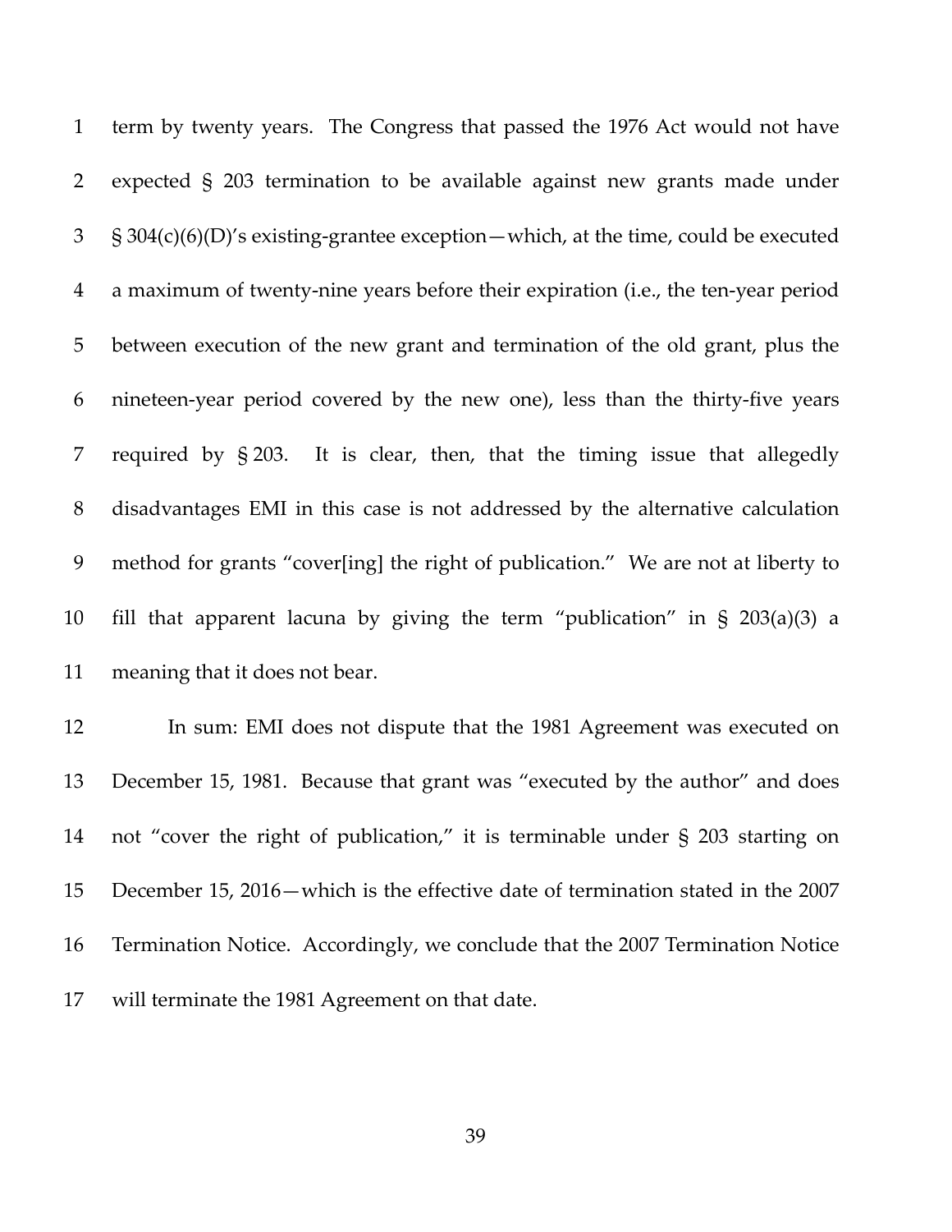term by twenty years. The Congress that passed the 1976 Act would not have expected § 203 termination to be available against new grants made under § 304(c)(6)(D)'s existing-grantee exception—which, at the time, could be executed a maximum of twenty-nine years before their expiration (i.e., the ten-year period between execution of the new grant and termination of the old grant, plus the nineteen-year period covered by the new one), less than the thirty-five years required by § 203. It is clear, then, that the timing issue that allegedly disadvantages EMI in this case is not addressed by the alternative calculation method for grants "cover[ing] the right of publication." We are not at liberty to fill that apparent lacuna by giving the term "publication" in § 203(a)(3) a meaning that it does not bear.

In sum: EMI does not dispute that the 1981 Agreement was executed on December 15, 1981. Because that grant was "executed by the author" and does not "cover the right of publication," it is terminable under § 203 starting on December 15, 2016—which is the effective date of termination stated in the 2007 Termination Notice. Accordingly, we conclude that the 2007 Termination Notice will terminate the 1981 Agreement on that date.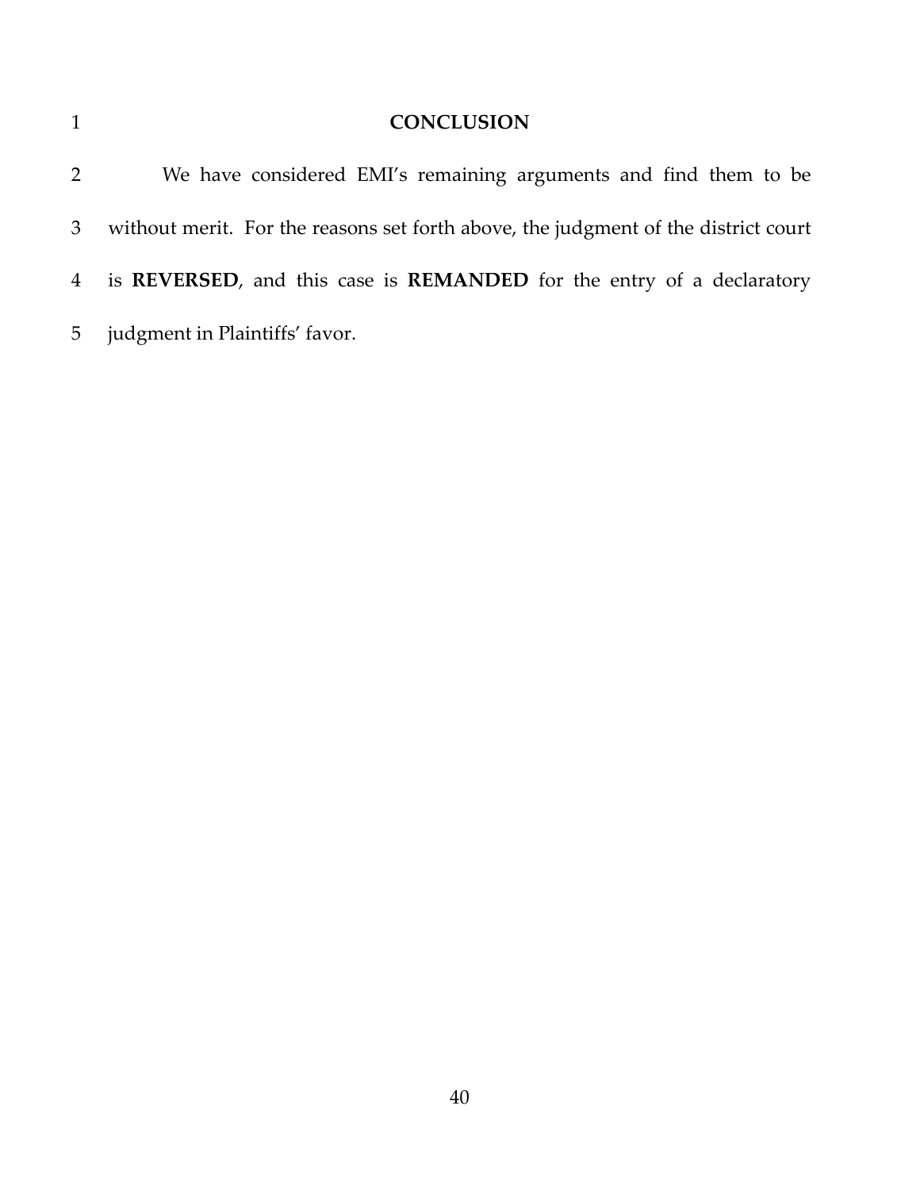## CONCLUSION

We have considered EMI's remaining arguments and find them to be without merit. For the reasons set forth above, the judgment of the district court is **REVERSED**, and this case is **REMANDED** for the entry of a declaratory judgment in Plaintiffs' favor.